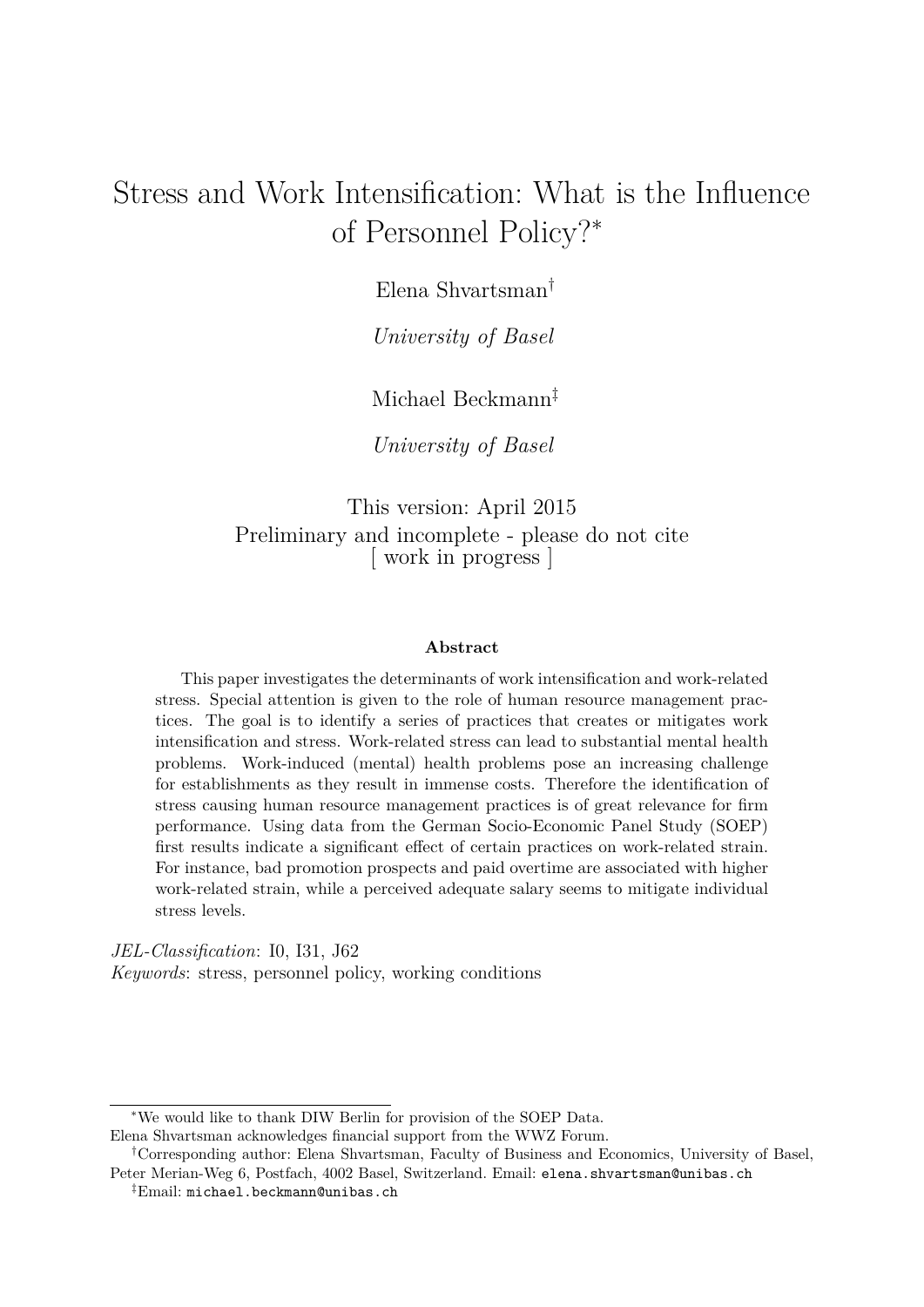# Stress and Work Intensification: What is the Influence of Personnel Policy?*

Elena Shvartsman[†]

*University of Basel*

Michael Beckmann[‡]

*University of Basel*

This version: April 2015

Preliminary and incomplete - please do not cite

[ work in progress ]

**Abstract**

This paper investigates the determinants of work intensification and work-related stress. Special attention is given to the role of human resource management practices. The goal is to identify a series of practices that creates or mitigates work intensification and stress. Work-related stress can lead to substantial mental health problems. Work-induced (mental) health problems pose an increasing challenge for establishments as they result in immense costs. Therefore the identification of stress causing human resource management practices is of great relevance for firm performance. Using data from the German Socio-Economic Panel Study (SOEP) first results indicate a significant effect of certain practices on work-related strain. For instance, bad promotion prospects and paid overtime are associated with higher work-related strain, while a perceived adequate salary seems to mitigate individual stress levels.

*JEL-Classification*: I0, I31, J62

*Keywords*: stress, personnel policy, working conditions

---

*We would like to thank DIW Berlin for provision of the SOEP Data.
Elena Shvartsman acknowledges financial support from the WWZ Forum.

†Corresponding author: Elena Shvartsman, Faculty of Business and Economics, University of Basel, Peter Merian-Weg 6, Postfach, 4002 Basel, Switzerland. Email: elena.shvartsman@unibas.ch

‡Email: michael.beckmann@unibas.ch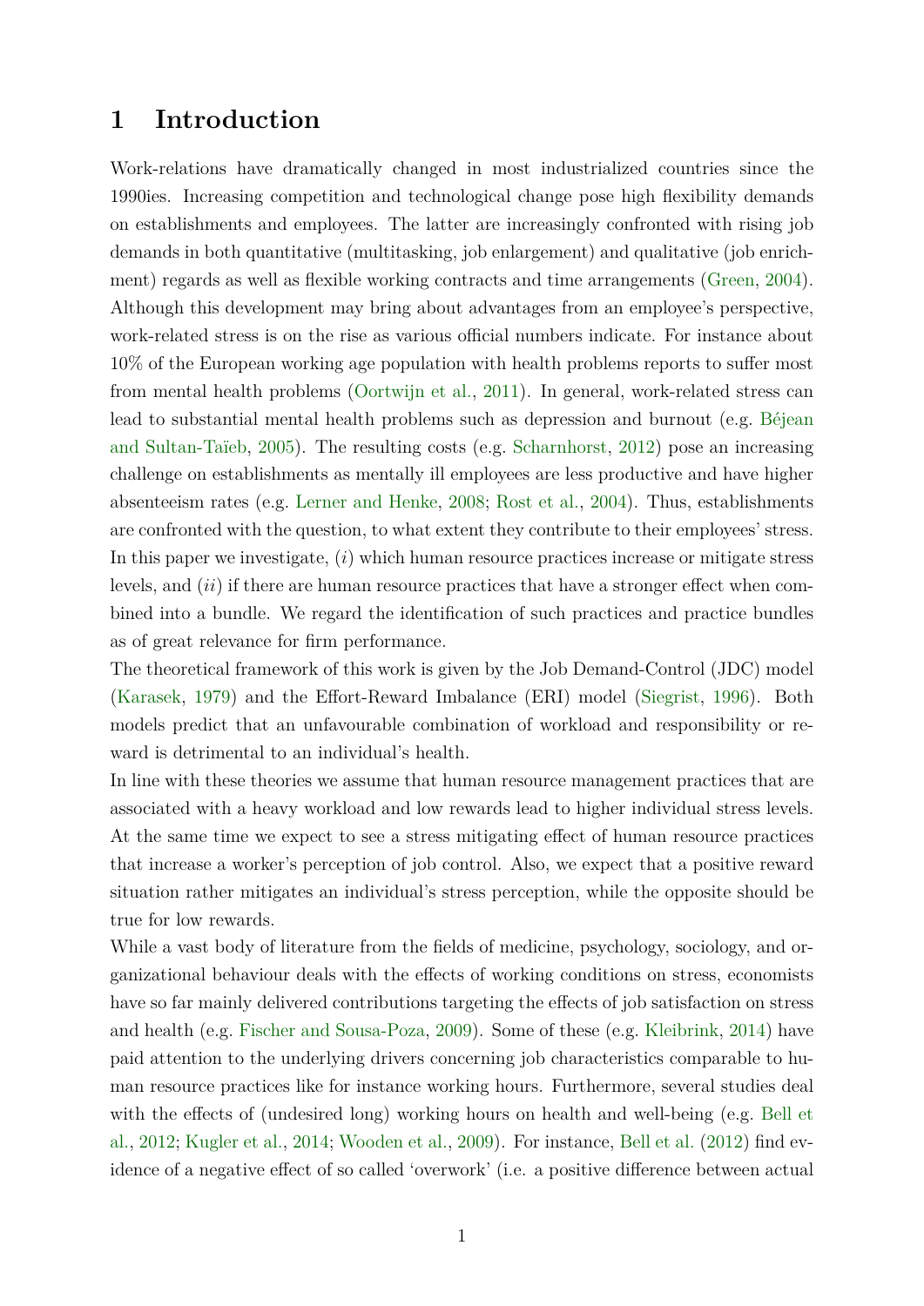# 1 Introduction

Work-relations have dramatically changed in most industrialized countries since the 1990ies. Increasing competition and technological change pose high flexibility demands on establishments and employees. The latter are increasingly confronted with rising job demands in both quantitative (multitasking, job enlargement) and qualitative (job enrichment) regards as well as flexible working contracts and time arrangements (Green, 2004). Although this development may bring about advantages from an employee's perspective, work-related stress is on the rise as various official numbers indicate. For instance about 10% of the European working age population with health problems reports to suffer most from mental health problems (Oortwijn et al., 2011). In general, work-related stress can lead to substantial mental health problems such as depression and burnout (e.g. Béjean and Sultan-Taïeb, 2005). The resulting costs (e.g. Scharnhorst, 2012) pose an increasing challenge on establishments as mentally ill employees are less productive and have higher absenteeism rates (e.g. Lerner and Henke, 2008; Rost et al., 2004). Thus, establishments are confronted with the question, to what extent they contribute to their employees' stress. In this paper we investigate, (*i*) which human resource practices increase or mitigate stress levels, and (*ii*) if there are human resource practices that have a stronger effect when combined into a bundle. We regard the identification of such practices and practice bundles as of great relevance for firm performance.

The theoretical framework of this work is given by the Job Demand-Control (JDC) model (Karasek, 1979) and the Effort-Reward Imbalance (ERI) model (Siegrist, 1996). Both models predict that an unfavourable combination of workload and responsibility or reward is detrimental to an individual's health.

In line with these theories we assume that human resource management practices that are associated with a heavy workload and low rewards lead to higher individual stress levels. At the same time we expect to see a stress mitigating effect of human resource practices that increase a worker's perception of job control. Also, we expect that a positive reward situation rather mitigates an individual's stress perception, while the opposite should be true for low rewards.

While a vast body of literature from the fields of medicine, psychology, sociology, and organizational behaviour deals with the effects of working conditions on stress, economists have so far mainly delivered contributions targeting the effects of job satisfaction on stress and health (e.g. Fischer and Sousa-Poza, 2009). Some of these (e.g. Kleibrink, 2014) have paid attention to the underlying drivers concerning job characteristics comparable to human resource practices like for instance working hours. Furthermore, several studies deal with the effects of (undesired long) working hours on health and well-being (e.g. Bell et al., 2012; Kugler et al., 2014; Wooden et al., 2009). For instance, Bell et al. (2012) find evidence of a negative effect of so called 'overwork' (i.e. a positive difference between actual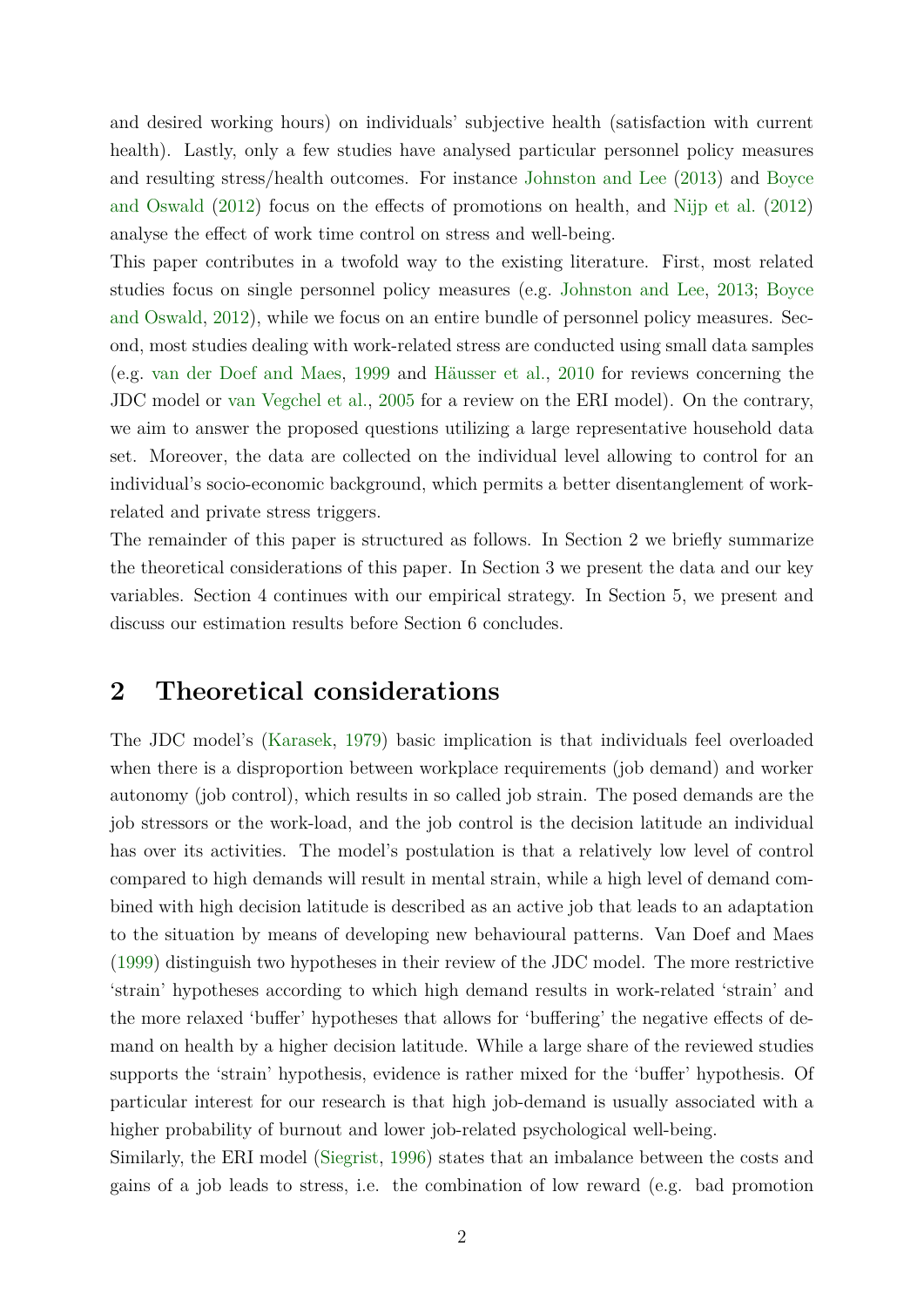and desired working hours) on individuals' subjective health (satisfaction with current health). Lastly, only a few studies have analysed particular personnel policy measures and resulting stress/health outcomes. For instance Johnston and Lee (2013) and Boyce and Oswald (2012) focus on the effects of promotions on health, and Nijp et al. (2012) analyse the effect of work time control on stress and well-being.

This paper contributes in a twofold way to the existing literature. First, most related studies focus on single personnel policy measures (e.g. Johnston and Lee, 2013; Boyce and Oswald, 2012), while we focus on an entire bundle of personnel policy measures. Second, most studies dealing with work-related stress are conducted using small data samples (e.g. van der Doef and Maes, 1999 and Häusser et al., 2010 for reviews concerning the JDC model or van Vegchel et al., 2005 for a review on the ERI model). On the contrary, we aim to answer the proposed questions utilizing a large representative household data set. Moreover, the data are collected on the individual level allowing to control for an individual's socio-economic background, which permits a better disentanglement of work-related and private stress triggers.

The remainder of this paper is structured as follows. In Section 2 we briefly summarize the theoretical considerations of this paper. In Section 3 we present the data and our key variables. Section 4 continues with our empirical strategy. In Section 5, we present and discuss our estimation results before Section 6 concludes.

## 2 Theoretical considerations

The JDC model's (Karasek, 1979) basic implication is that individuals feel overloaded when there is a disproportion between workplace requirements (job demand) and worker autonomy (job control), which results in so called job strain. The posed demands are the job stressors or the work-load, and the job control is the decision latitude an individual has over its activities. The model's postulation is that a relatively low level of control compared to high demands will result in mental strain, while a high level of demand combined with high decision latitude is described as an active job that leads to an adaptation to the situation by means of developing new behavioural patterns. Van Doef and Maes (1999) distinguish two hypotheses in their review of the JDC model. The more restrictive 'strain' hypotheses according to which high demand results in work-related 'strain' and the more relaxed 'buffer' hypotheses that allows for 'buffering' the negative effects of demand on health by a higher decision latitude. While a large share of the reviewed studies supports the 'strain' hypothesis, evidence is rather mixed for the 'buffer' hypothesis. Of particular interest for our research is that high job-demand is usually associated with a higher probability of burnout and lower job-related psychological well-being.

Similarly, the ERI model (Siegrist, 1996) states that an imbalance between the costs and gains of a job leads to stress, i.e. the combination of low reward (e.g. bad promotion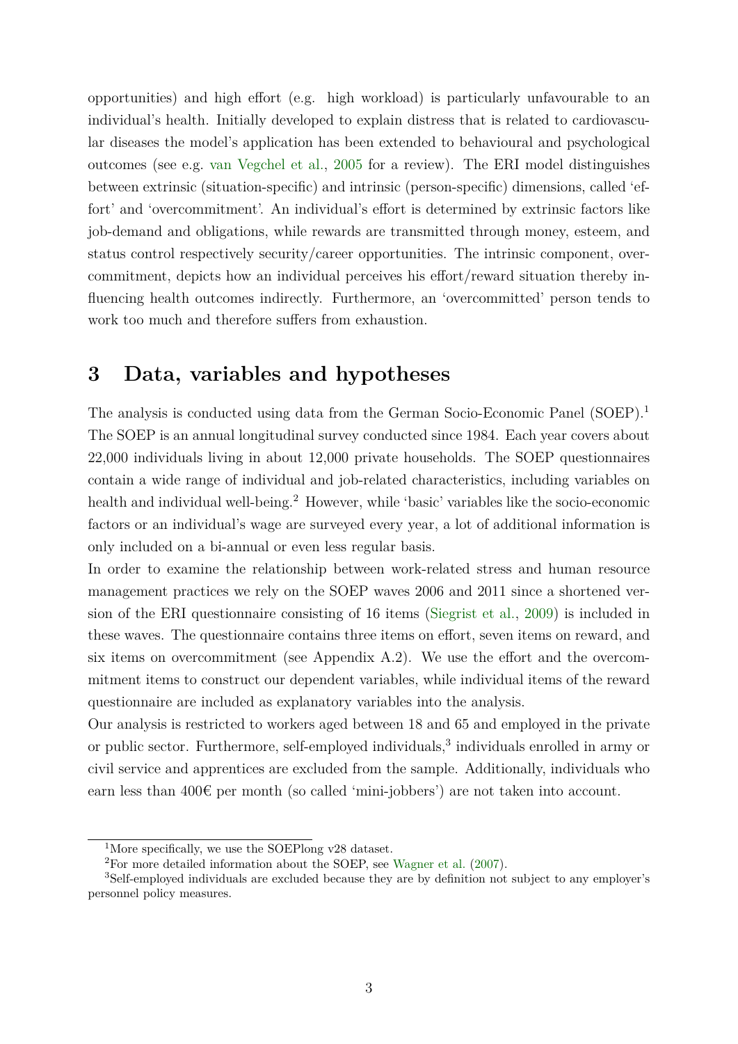opportunities) and high effort (e.g. high workload) is particularly unfavourable to an individual's health. Initially developed to explain distress that is related to cardiovascular diseases the model's application has been extended to behavioural and psychological outcomes (see e.g. van Vegchel et al., 2005 for a review). The ERI model distinguishes between extrinsic (situation-specific) and intrinsic (person-specific) dimensions, called 'effort' and 'overcommitment'. An individual's effort is determined by extrinsic factors like job-demand and obligations, while rewards are transmitted through money, esteem, and status control respectively security/career opportunities. The intrinsic component, overcommitment, depicts how an individual perceives his effort/reward situation thereby influencing health outcomes indirectly. Furthermore, an 'overcommitted' person tends to work too much and therefore suffers from exhaustion.

# 3 Data, variables and hypotheses

The analysis is conducted using data from the German Socio-Economic Panel (SOEP).[1] The SOEP is an annual longitudinal survey conducted since 1984. Each year covers about 22,000 individuals living in about 12,000 private households. The SOEP questionnaires contain a wide range of individual and job-related characteristics, including variables on health and individual well-being.[2] However, while 'basic' variables like the socio-economic factors or an individual's wage are surveyed every year, a lot of additional information is only included on a bi-annual or even less regular basis.

In order to examine the relationship between work-related stress and human resource management practices we rely on the SOEP waves 2006 and 2011 since a shortened version of the ERI questionnaire consisting of 16 items (Siegrist et al., 2009) is included in these waves. The questionnaire contains three items on effort, seven items on reward, and six items on overcommitment (see Appendix A.2). We use the effort and the overcommitment items to construct our dependent variables, while individual items of the reward questionnaire are included as explanatory variables into the analysis.

Our analysis is restricted to workers aged between 18 and 65 and employed in the private or public sector. Furthermore, self-employed individuals,[3] individuals enrolled in army or civil service and apprentices are excluded from the sample. Additionally, individuals who earn less than 400€ per month (so called 'mini-jobbers') are not taken into account.

[1] More specifically, we use the SOEPlong v28 dataset.

[2] For more detailed information about the SOEP, see Wagner et al. (2007).

[3] Self-employed individuals are excluded because they are by definition not subject to any employer's personnel policy measures.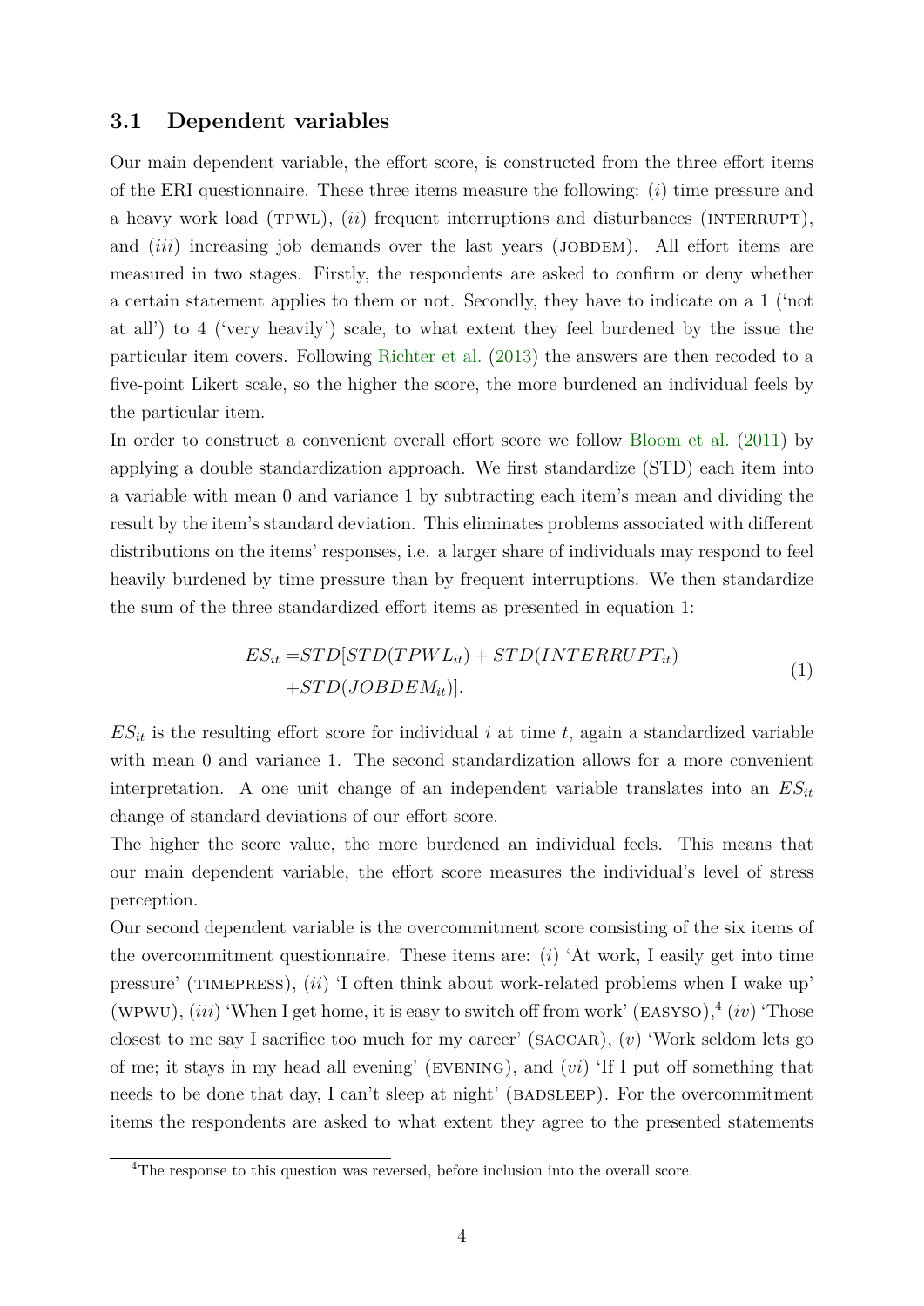### 3.1 Dependent variables

Our main dependent variable, the effort score, is constructed from the three effort items of the ERI questionnaire. These three items measure the following: (*i*) time pressure and a heavy work load (TPWL), (*ii*) frequent interruptions and disturbances (INTERRUPT), and (*iii*) increasing job demands over the last years (JOBDEM). All effort items are measured in two stages. Firstly, the respondents are asked to confirm or deny whether a certain statement applies to them or not. Secondly, they have to indicate on a 1 ('not at all') to 4 ('very heavily') scale, to what extent they feel burdened by the issue the particular item covers. Following Richter et al. (2013) the answers are then recoded to a five-point Likert scale, so the higher the score, the more burdened an individual feels by the particular item.

In order to construct a convenient overall effort score we follow Bloom et al. (2011) by applying a double standardization approach. We first standardize (STD) each item into a variable with mean 0 and variance 1 by subtracting each item's mean and dividing the result by the item's standard deviation. This eliminates problems associated with different distributions on the items' responses, i.e. a larger share of individuals may respond to feel heavily burdened by time pressure than by frequent interruptions. We then standardize the sum of the three standardized effort items as presented in equation 1:

$$
\begin{aligned}
ES_{it} = & STD[STD(TPWL_{it}) + STD(INTERRUPT_{it}) \\
& + STD(JOBDEM_{it})].
\end{aligned} \tag{1}
$$

$ES_{it}$ is the resulting effort score for individual $i$ at time $t$, again a standardized variable with mean 0 and variance 1. The second standardization allows for a more convenient interpretation. A one unit change of an independent variable translates into an $ES_{it}$ change of standard deviations of our effort score.

The higher the score value, the more burdened an individual feels. This means that our main dependent variable, the effort score measures the individual's level of stress perception.

Our second dependent variable is the overcommitment score consisting of the six items of the overcommitment questionnaire. These items are: (*i*) 'At work, I easily get into time pressure' (TIMEPRESS), (*ii*) 'I often think about work-related problems when I wake up' (WPWU), (*iii*) 'When I get home, it is easy to switch off from work' (EASYSO),[4] (*iv*) 'Those closest to me say I sacrifice too much for my career' (SACCAR), (*v*) 'Work seldom lets go of me; it stays in my head all evening' (EVENING), and (*vi*) 'If I put off something that needs to be done that day, I can't sleep at night' (BADSLEEP). For the overcommitment items the respondents are asked to what extent they agree to the presented statements

[4] The response to this question was reversed, before inclusion into the overall score.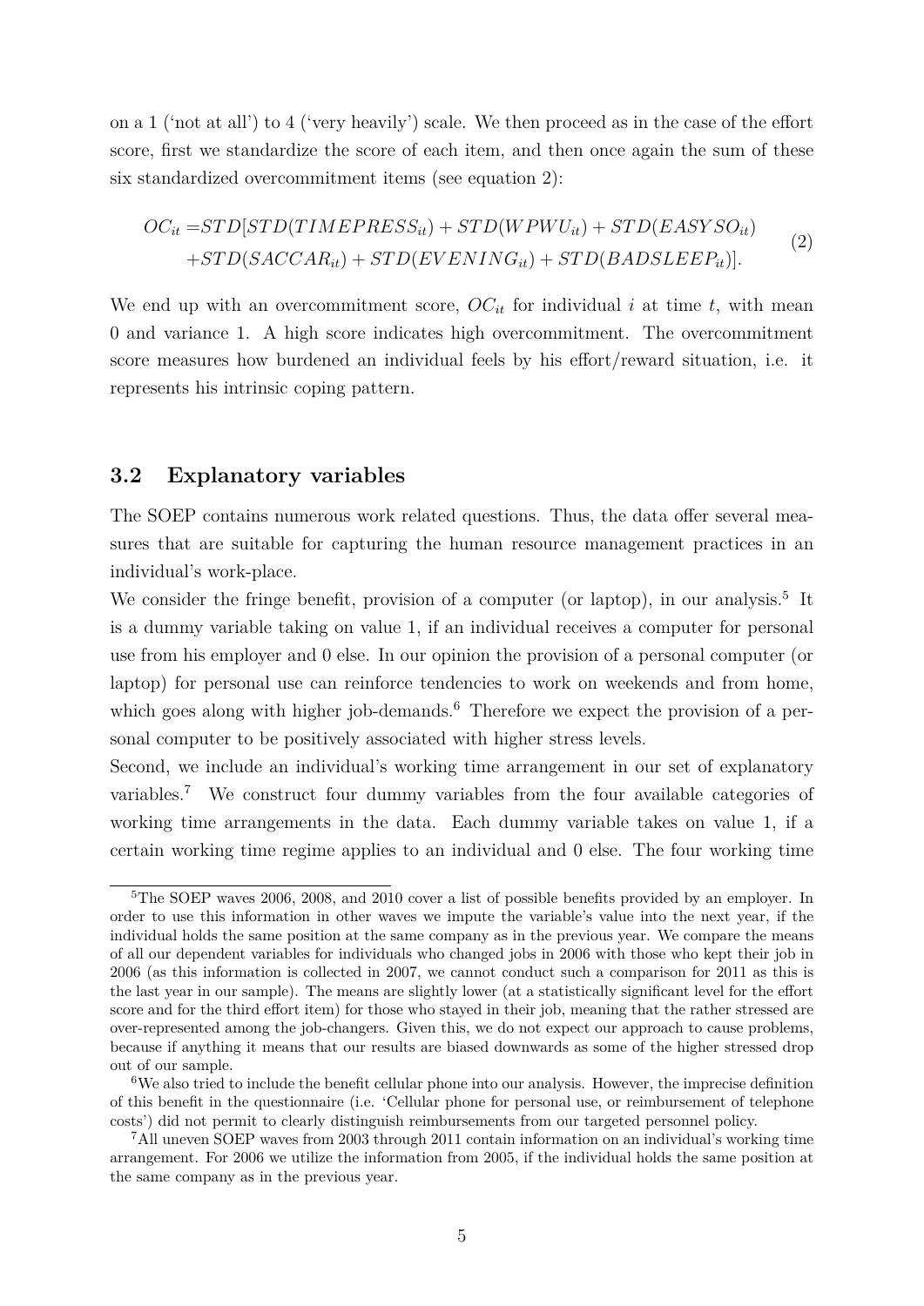on a 1 ('not at all') to 4 ('very heavily') scale. We then proceed as in the case of the effort score, first we standardize the score of each item, and then once again the sum of these six standardized overcommitment items (see equation 2):

$$
\begin{aligned}
OC_{it} =& STD[STD(TIMEPRESS_{it}) + STD(WPWU_{it}) + STD(EASYSO_{it}) \\
&+ STD(SACCAR_{it}) + STD(EVENING_{it}) + STD(BADSLEEP_{it})].
\end{aligned} \tag{2}
$$

We end up with an overcommitment score, $OC_{it}$ for individual $i$ at time $t$, with mean 0 and variance 1. A high score indicates high overcommitment. The overcommitment score measures how burdened an individual feels by his effort/reward situation, i.e. it represents his intrinsic coping pattern.

## 3.2 Explanatory variables

The SOEP contains numerous work related questions. Thus, the data offer several measures that are suitable for capturing the human resource management practices in an individual's work-place.

We consider the fringe benefit, provision of a computer (or laptop), in our analysis.[5] It is a dummy variable taking on value 1, if an individual receives a computer for personal use from his employer and 0 else. In our opinion the provision of a personal computer (or laptop) for personal use can reinforce tendencies to work on weekends and from home, which goes along with higher job-demands.[6] Therefore we expect the provision of a personal computer to be positively associated with higher stress levels.

Second, we include an individual's working time arrangement in our set of explanatory variables.[7] We construct four dummy variables from the four available categories of working time arrangements in the data. Each dummy variable takes on value 1, if a certain working time regime applies to an individual and 0 else. The four working time

---

[5] The SOEP waves 2006, 2008, and 2010 cover a list of possible benefits provided by an employer. In order to use this information in other waves we impute the variable's value into the next year, if the individual holds the same position at the same company as in the previous year. We compare the means of all our dependent variables for individuals who changed jobs in 2006 with those who kept their job in 2006 (as this information is collected in 2007, we cannot conduct such a comparison for 2011 as this is the last year in our sample). The means are slightly lower (at a statistically significant level for the effort score and for the third effort item) for those who stayed in their job, meaning that the rather stressed are over-represented among the job-changers. Given this, we do not expect our approach to cause problems, because if anything it means that our results are biased downwards as some of the higher stressed drop out of our sample.

[6] We also tried to include the benefit cellular phone into our analysis. However, the imprecise definition of this benefit in the questionnaire (i.e. 'Cellular phone for personal use, or reimbursement of telephone costs') did not permit to clearly distinguish reimbursements from our targeted personnel policy.

[7] All uneven SOEP waves from 2003 through 2011 contain information on an individual's working time arrangement. For 2006 we utilize the information from 2005, if the individual holds the same position at the same company as in the previous year.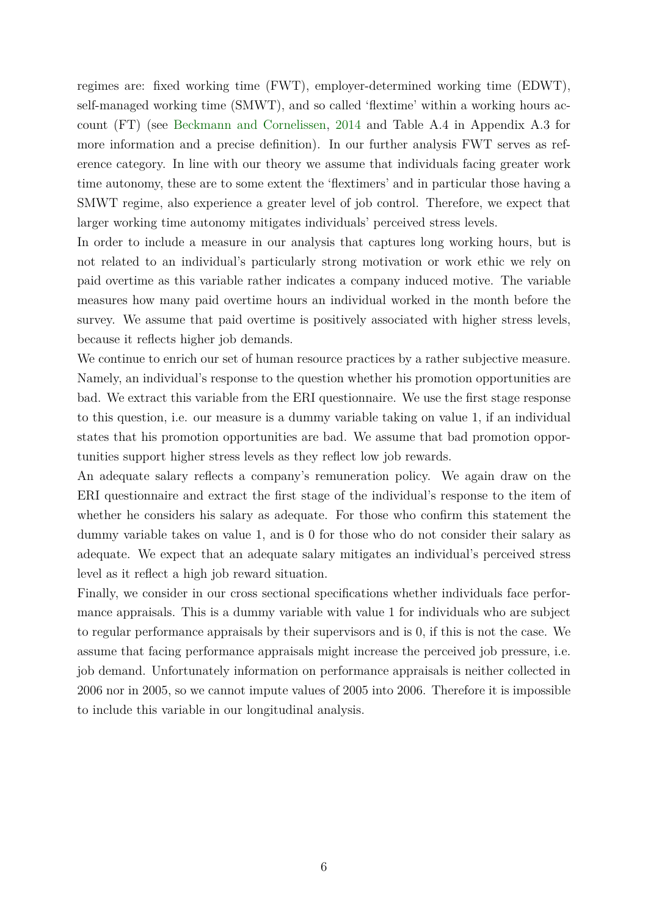regimes are: fixed working time (FWT), employer-determined working time (EDWT), self-managed working time (SMWT), and so called 'flextime' within a working hours account (FT) (see Beckmann and Cornelissen, 2014 and Table A.4 in Appendix A.3 for more information and a precise definition). In our further analysis FWT serves as reference category. In line with our theory we assume that individuals facing greater work time autonomy, these are to some extent the 'flextimers' and in particular those having a SMWT regime, also experience a greater level of job control. Therefore, we expect that larger working time autonomy mitigates individuals' perceived stress levels.

In order to include a measure in our analysis that captures long working hours, but is not related to an individual's particularly strong motivation or work ethic we rely on paid overtime as this variable rather indicates a company induced motive. The variable measures how many paid overtime hours an individual worked in the month before the survey. We assume that paid overtime is positively associated with higher stress levels, because it reflects higher job demands.

We continue to enrich our set of human resource practices by a rather subjective measure. Namely, an individual's response to the question whether his promotion opportunities are bad. We extract this variable from the ERI questionnaire. We use the first stage response to this question, i.e. our measure is a dummy variable taking on value 1, if an individual states that his promotion opportunities are bad. We assume that bad promotion opportunities support higher stress levels as they reflect low job rewards.

An adequate salary reflects a company's remuneration policy. We again draw on the ERI questionnaire and extract the first stage of the individual's response to the item of whether he considers his salary as adequate. For those who confirm this statement the dummy variable takes on value 1, and is 0 for those who do not consider their salary as adequate. We expect that an adequate salary mitigates an individual's perceived stress level as it reflect a high job reward situation.

Finally, we consider in our cross sectional specifications whether individuals face performance appraisals. This is a dummy variable with value 1 for individuals who are subject to regular performance appraisals by their supervisors and is 0, if this is not the case. We assume that facing performance appraisals might increase the perceived job pressure, i.e. job demand. Unfortunately information on performance appraisals is neither collected in 2006 nor in 2005, so we cannot impute values of 2005 into 2006. Therefore it is impossible to include this variable in our longitudinal analysis.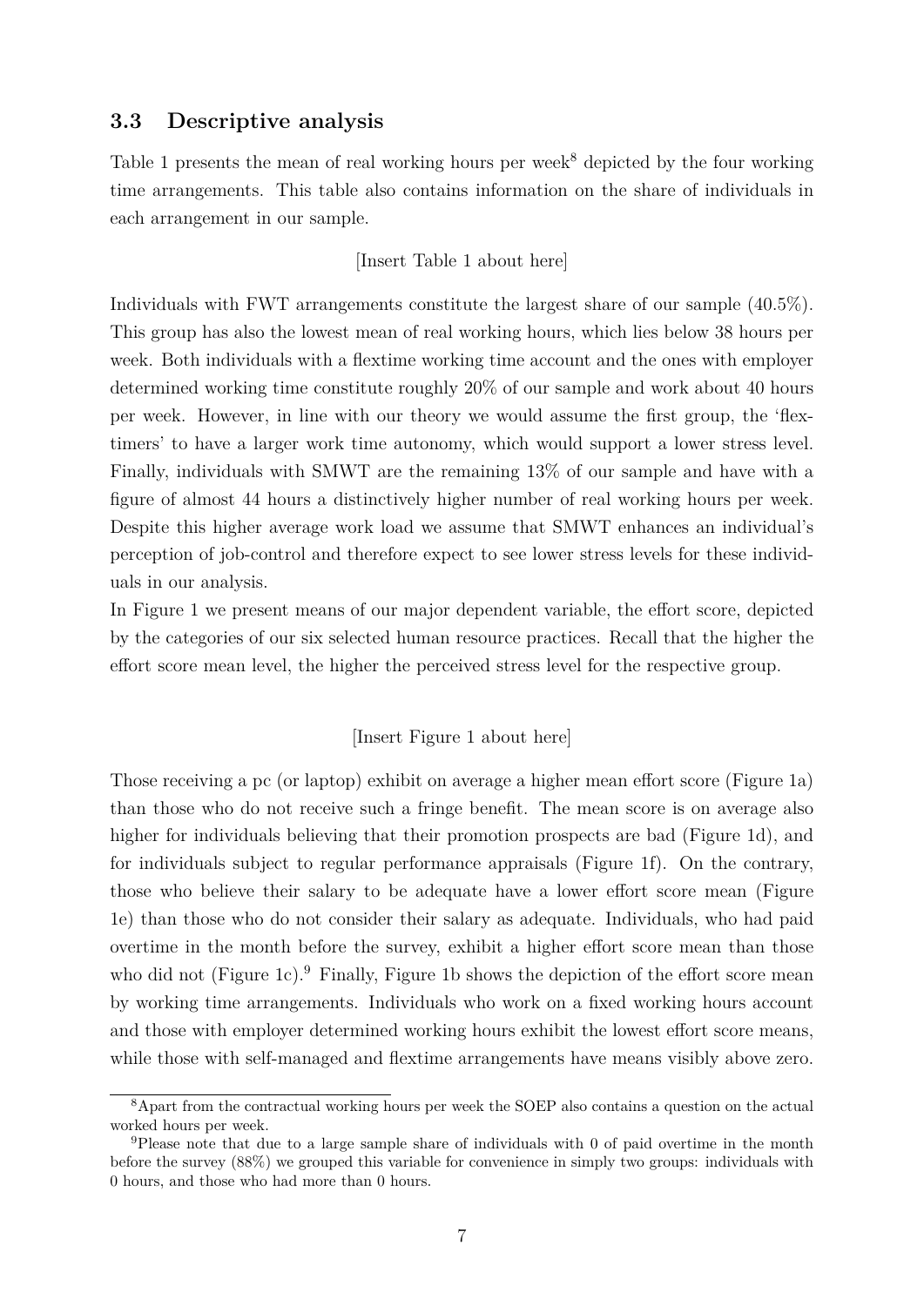### 3.3 Descriptive analysis

Table 1 presents the mean of real working hours per week[8] depicted by the four working time arrangements. This table also contains information on the share of individuals in each arrangement in our sample.

[Insert Table 1 about here]

Individuals with FWT arrangements constitute the largest share of our sample (40.5%). This group has also the lowest mean of real working hours, which lies below 38 hours per week. Both individuals with a flextime working time account and the ones with employer determined working time constitute roughly 20% of our sample and work about 40 hours per week. However, in line with our theory we would assume the first group, the 'flextimers' to have a larger work time autonomy, which would support a lower stress level. Finally, individuals with SMWT are the remaining 13% of our sample and have with a figure of almost 44 hours a distinctively higher number of real working hours per week. Despite this higher average work load we assume that SMWT enhances an individual's perception of job-control and therefore expect to see lower stress levels for these individuals in our analysis.

In Figure 1 we present means of our major dependent variable, the effort score, depicted by the categories of our six selected human resource practices. Recall that the higher the effort score mean level, the higher the perceived stress level for the respective group.

[Insert Figure 1 about here]

Those receiving a pc (or laptop) exhibit on average a higher mean effort score (Figure 1a) than those who do not receive such a fringe benefit. The mean score is on average also higher for individuals believing that their promotion prospects are bad (Figure 1d), and for individuals subject to regular performance appraisals (Figure 1f). On the contrary, those who believe their salary to be adequate have a lower effort score mean (Figure 1e) than those who do not consider their salary as adequate. Individuals, who had paid overtime in the month before the survey, exhibit a higher effort score mean than those who did not (Figure 1c).[9] Finally, Figure 1b shows the depiction of the effort score mean by working time arrangements. Individuals who work on a fixed working hours account and those with employer determined working hours exhibit the lowest effort score means, while those with self-managed and flextime arrangements have means visibly above zero.

[8] Apart from the contractual working hours per week the SOEP also contains a question on the actual worked hours per week.

[9] Please note that due to a large sample share of individuals with 0 of paid overtime in the month before the survey (88%) we grouped this variable for convenience in simply two groups: individuals with 0 hours, and those who had more than 0 hours.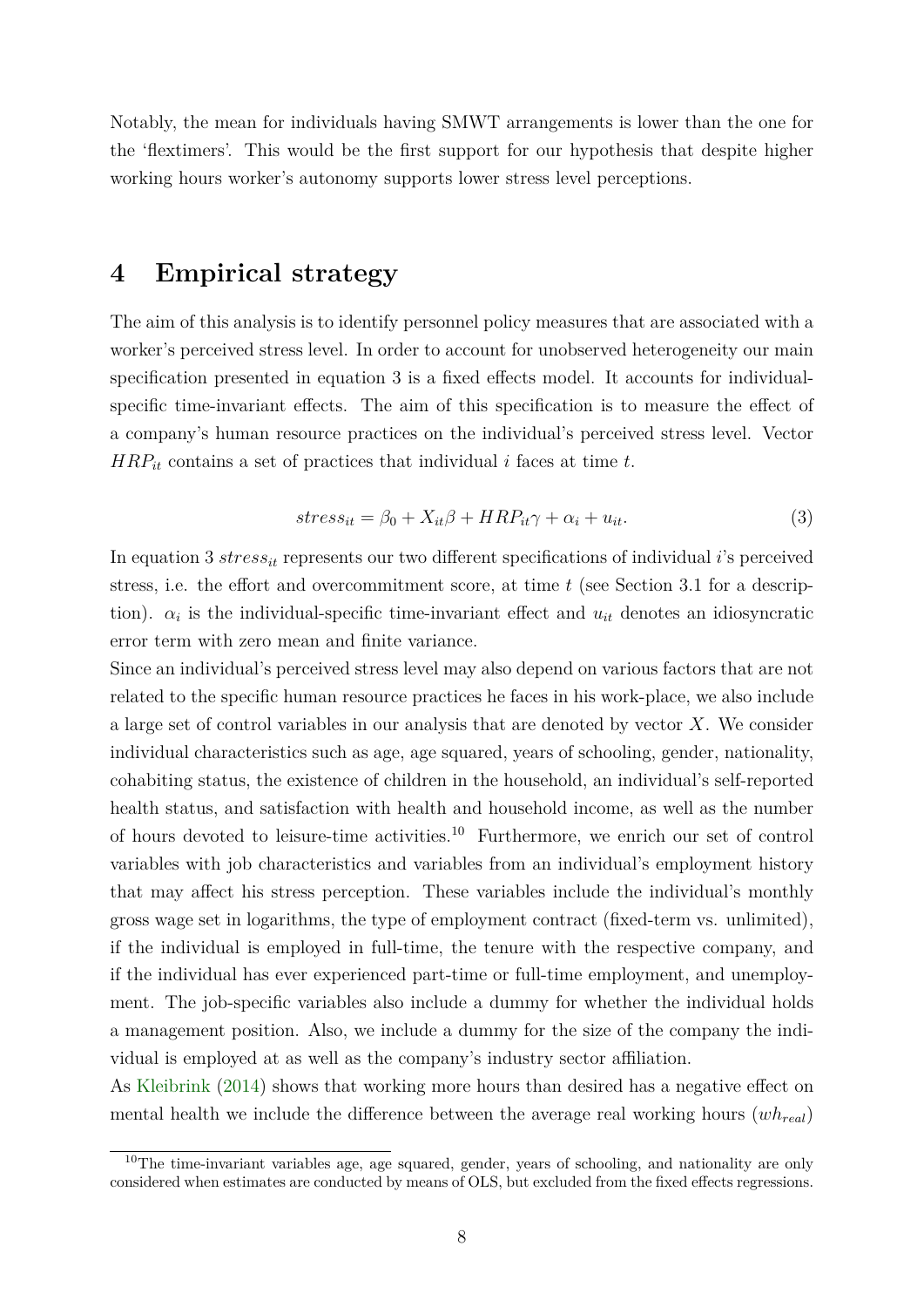Notably, the mean for individuals having SMWT arrangements is lower than the one for the 'flextimers'. This would be the first support for our hypothesis that despite higher working hours worker's autonomy supports lower stress level perceptions.

# 4 Empirical strategy

The aim of this analysis is to identify personnel policy measures that are associated with a worker's perceived stress level. In order to account for unobserved heterogeneity our main specification presented in equation 3 is a fixed effects model. It accounts for individual-specific time-invariant effects. The aim of this specification is to measure the effect of a company's human resource practices on the individual's perceived stress level. Vector $HRP_{it}$ contains a set of practices that individual $i$ faces at time $t$.

$$stress_{it} = \beta_0 + X_{it}\beta + HRP_{it}\gamma + \alpha_i + u_{it}. \tag{3}$$

In equation 3 $stress_{it}$ represents our two different specifications of individual $i$'s perceived stress, i.e. the effort and overcommitment score, at time $t$ (see Section 3.1 for a description). $\alpha_i$ is the individual-specific time-invariant effect and $u_{it}$ denotes an idiosyncratic error term with zero mean and finite variance.

Since an individual's perceived stress level may also depend on various factors that are not related to the specific human resource practices he faces in his work-place, we also include a large set of control variables in our analysis that are denoted by vector $X$. We consider individual characteristics such as age, age squared, years of schooling, gender, nationality, cohabiting status, the existence of children in the household, an individual's self-reported health status, and satisfaction with health and household income, as well as the number of hours devoted to leisure-time activities.[10] Furthermore, we enrich our set of control variables with job characteristics and variables from an individual's employment history that may affect his stress perception. These variables include the individual's monthly gross wage set in logarithms, the type of employment contract (fixed-term vs. unlimited), if the individual is employed in full-time, the tenure with the respective company, and if the individual has ever experienced part-time or full-time employment, and unemployment. The job-specific variables also include a dummy for whether the individual holds a management position. Also, we include a dummy for the size of the company the individual is employed at as well as the company's industry sector affiliation.

As Kleibrink (2014) shows that working more hours than desired has a negative effect on mental health we include the difference between the average real working hours ($wh_{real}$)

[10] The time-invariant variables age, age squared, gender, years of schooling, and nationality are only considered when estimates are conducted by means of OLS, but excluded from the fixed effects regressions.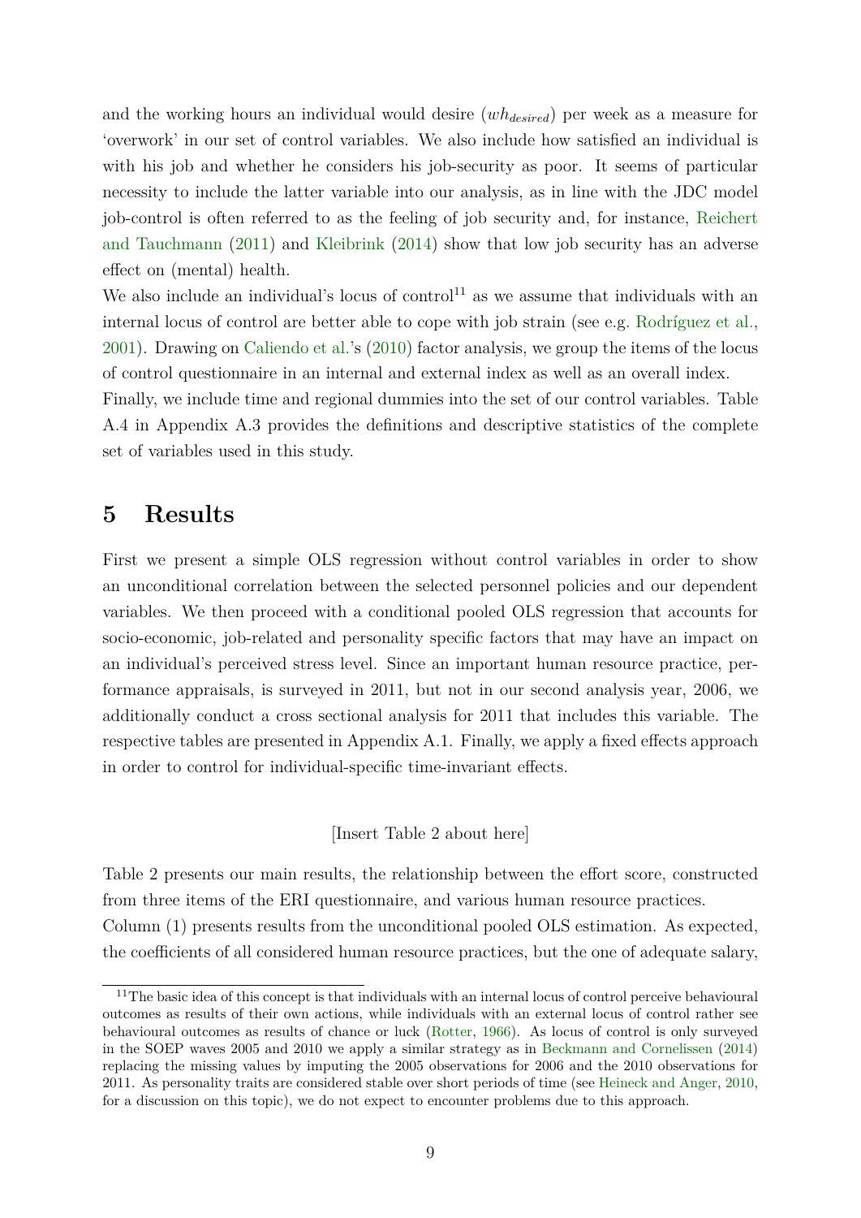and the working hours an individual would desire ($wh_{desired}$) per week as a measure for 'overwork' in our set of control variables. We also include how satisfied an individual is with his job and whether he considers his job-security as poor. It seems of particular necessity to include the latter variable into our analysis, as in line with the JDC model job-control is often referred to as the feeling of job security and, for instance, Reichert and Tauchmann (2011) and Kleibrink (2014) show that low job security has an adverse effect on (mental) health.

We also include an individual's locus of control[11] as we assume that individuals with an internal locus of control are better able to cope with job strain (see e.g. Rodríguez et al., 2001). Drawing on Caliendo et al.'s (2010) factor analysis, we group the items of the locus of control questionnaire in an internal and external index as well as an overall index.

Finally, we include time and regional dummies into the set of our control variables. Table A.4 in Appendix A.3 provides the definitions and descriptive statistics of the complete set of variables used in this study.

# 5 Results

First we present a simple OLS regression without control variables in order to show an unconditional correlation between the selected personnel policies and our dependent variables. We then proceed with a conditional pooled OLS regression that accounts for socio-economic, job-related and personality specific factors that may have an impact on an individual's perceived stress level. Since an important human resource practice, performance appraisals, is surveyed in 2011, but not in our second analysis year, 2006, we additionally conduct a cross sectional analysis for 2011 that includes this variable. The respective tables are presented in Appendix A.1. Finally, we apply a fixed effects approach in order to control for individual-specific time-invariant effects.

[Insert Table 2 about here]

Table 2 presents our main results, the relationship between the effort score, constructed from three items of the ERI questionnaire, and various human resource practices.

Column (1) presents results from the unconditional pooled OLS estimation. As expected, the coefficients of all considered human resource practices, but the one of adequate salary,

[11] The basic idea of this concept is that individuals with an internal locus of control perceive behavioural outcomes as results of their own actions, while individuals with an external locus of control rather see behavioural outcomes as results of chance or luck (Rotter, 1966). As locus of control is only surveyed in the SOEP waves 2005 and 2010 we apply a similar strategy as in Beckmann and Cornelissen (2014) replacing the missing values by imputing the 2005 observations for 2006 and the 2010 observations for 2011. As personality traits are considered stable over short periods of time (see Heineck and Anger, 2010, for a discussion on this topic), we do not expect to encounter problems due to this approach.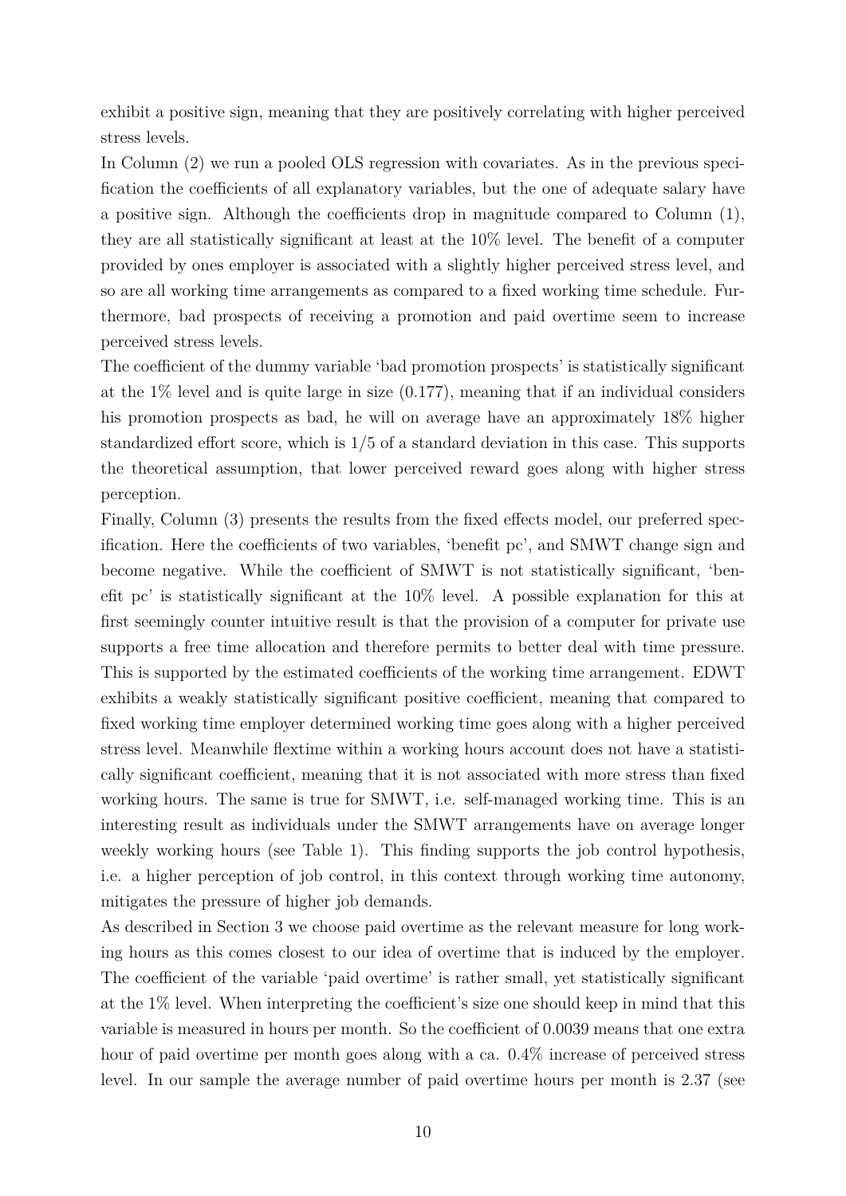exhibit a positive sign, meaning that they are positively correlating with higher perceived stress levels.

In Column (2) we run a pooled OLS regression with covariates. As in the previous specification the coefficients of all explanatory variables, but the one of adequate salary have a positive sign. Although the coefficients drop in magnitude compared to Column (1), they are all statistically significant at least at the 10% level. The benefit of a computer provided by ones employer is associated with a slightly higher perceived stress level, and so are all working time arrangements as compared to a fixed working time schedule. Furthermore, bad prospects of receiving a promotion and paid overtime seem to increase perceived stress levels.

The coefficient of the dummy variable 'bad promotion prospects' is statistically significant at the 1% level and is quite large in size (0.177), meaning that if an individual considers his promotion prospects as bad, he will on average have an approximately 18% higher standardized effort score, which is 1/5 of a standard deviation in this case. This supports the theoretical assumption, that lower perceived reward goes along with higher stress perception.

Finally, Column (3) presents the results from the fixed effects model, our preferred specification. Here the coefficients of two variables, 'benefit pc', and SMWT change sign and become negative. While the coefficient of SMWT is not statistically significant, 'benefit pc' is statistically significant at the 10% level. A possible explanation for this at first seemingly counter intuitive result is that the provision of a computer for private use supports a free time allocation and therefore permits to better deal with time pressure. This is supported by the estimated coefficients of the working time arrangement. EDWT exhibits a weakly statistically significant positive coefficient, meaning that compared to fixed working time employer determined working time goes along with a higher perceived stress level. Meanwhile flextime within a working hours account does not have a statistically significant coefficient, meaning that it is not associated with more stress than fixed working hours. The same is true for SMWT, i.e. self-managed working time. This is an interesting result as individuals under the SMWT arrangements have on average longer weekly working hours (see Table 1). This finding supports the job control hypothesis, i.e. a higher perception of job control, in this context through working time autonomy, mitigates the pressure of higher job demands.

As described in Section 3 we choose paid overtime as the relevant measure for long working hours as this comes closest to our idea of overtime that is induced by the employer. The coefficient of the variable 'paid overtime' is rather small, yet statistically significant at the 1% level. When interpreting the coefficient's size one should keep in mind that this variable is measured in hours per month. So the coefficient of 0.0039 means that one extra hour of paid overtime per month goes along with a ca. 0.4% increase of perceived stress level. In our sample the average number of paid overtime hours per month is 2.37 (see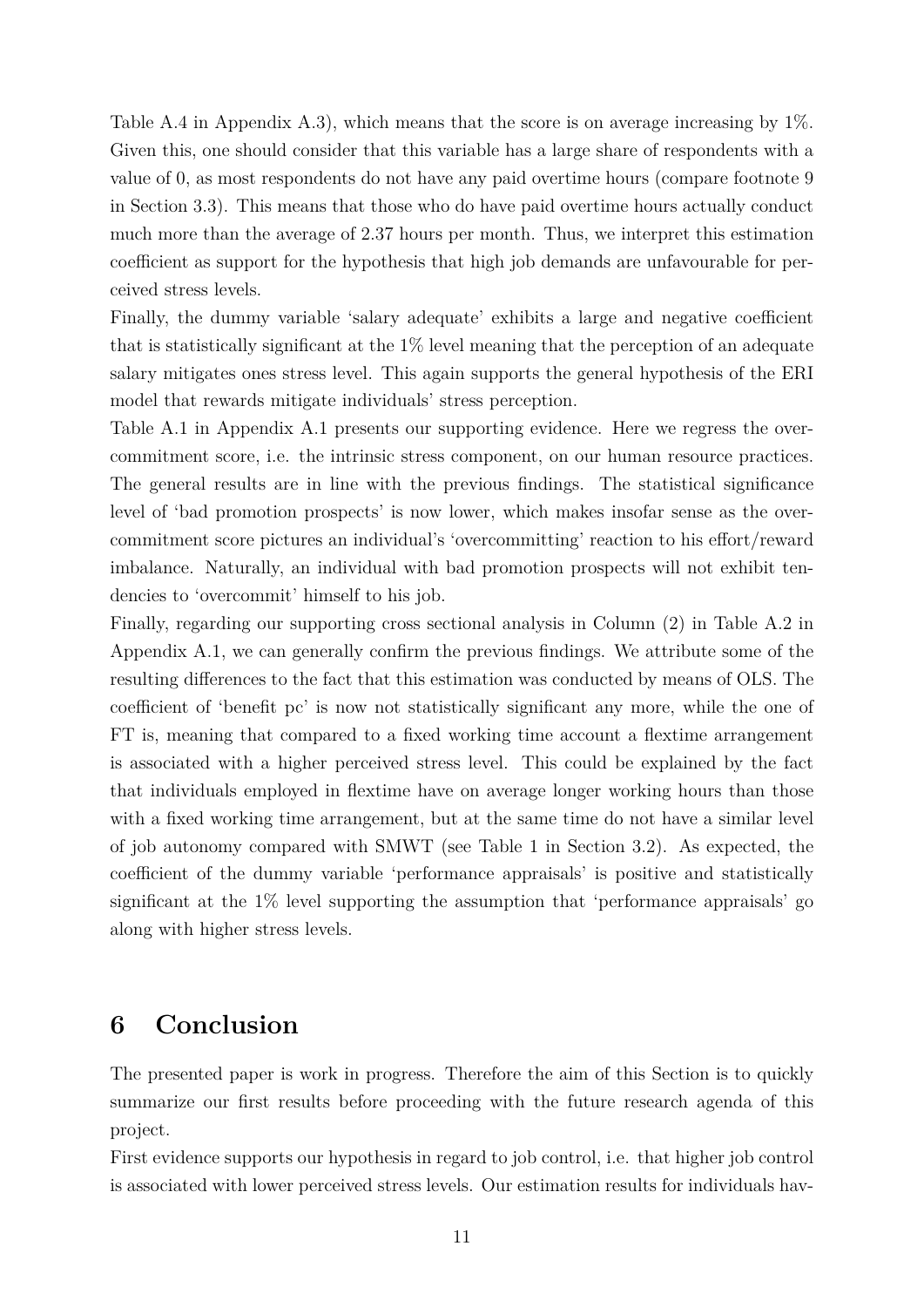Table A.4 in Appendix A.3), which means that the score is on average increasing by 1%. Given this, one should consider that this variable has a large share of respondents with a value of 0, as most respondents do not have any paid overtime hours (compare footnote 9 in Section 3.3). This means that those who do have paid overtime hours actually conduct much more than the average of 2.37 hours per month. Thus, we interpret this estimation coefficient as support for the hypothesis that high job demands are unfavourable for perceived stress levels.

Finally, the dummy variable 'salary adequate' exhibits a large and negative coefficient that is statistically significant at the 1% level meaning that the perception of an adequate salary mitigates ones stress level. This again supports the general hypothesis of the ERI model that rewards mitigate individuals' stress perception.

Table A.1 in Appendix A.1 presents our supporting evidence. Here we regress the overcommitment score, i.e. the intrinsic stress component, on our human resource practices. The general results are in line with the previous findings. The statistical significance level of 'bad promotion prospects' is now lower, which makes insofar sense as the overcommitment score pictures an individual's 'overcommitting' reaction to his effort/reward imbalance. Naturally, an individual with bad promotion prospects will not exhibit tendencies to 'overcommit' himself to his job.

Finally, regarding our supporting cross sectional analysis in Column (2) in Table A.2 in Appendix A.1, we can generally confirm the previous findings. We attribute some of the resulting differences to the fact that this estimation was conducted by means of OLS. The coefficient of 'benefit pc' is now not statistically significant any more, while the one of FT is, meaning that compared to a fixed working time account a flextime arrangement is associated with a higher perceived stress level. This could be explained by the fact that individuals employed in flextime have on average longer working hours than those with a fixed working time arrangement, but at the same time do not have a similar level of job autonomy compared with SMWT (see Table 1 in Section 3.2). As expected, the coefficient of the dummy variable 'performance appraisals' is positive and statistically significant at the 1% level supporting the assumption that 'performance appraisals' go along with higher stress levels.

# 6 Conclusion

The presented paper is work in progress. Therefore the aim of this Section is to quickly summarize our first results before proceeding with the future research agenda of this project.

First evidence supports our hypothesis in regard to job control, i.e. that higher job control is associated with lower perceived stress levels. Our estimation results for individuals hav-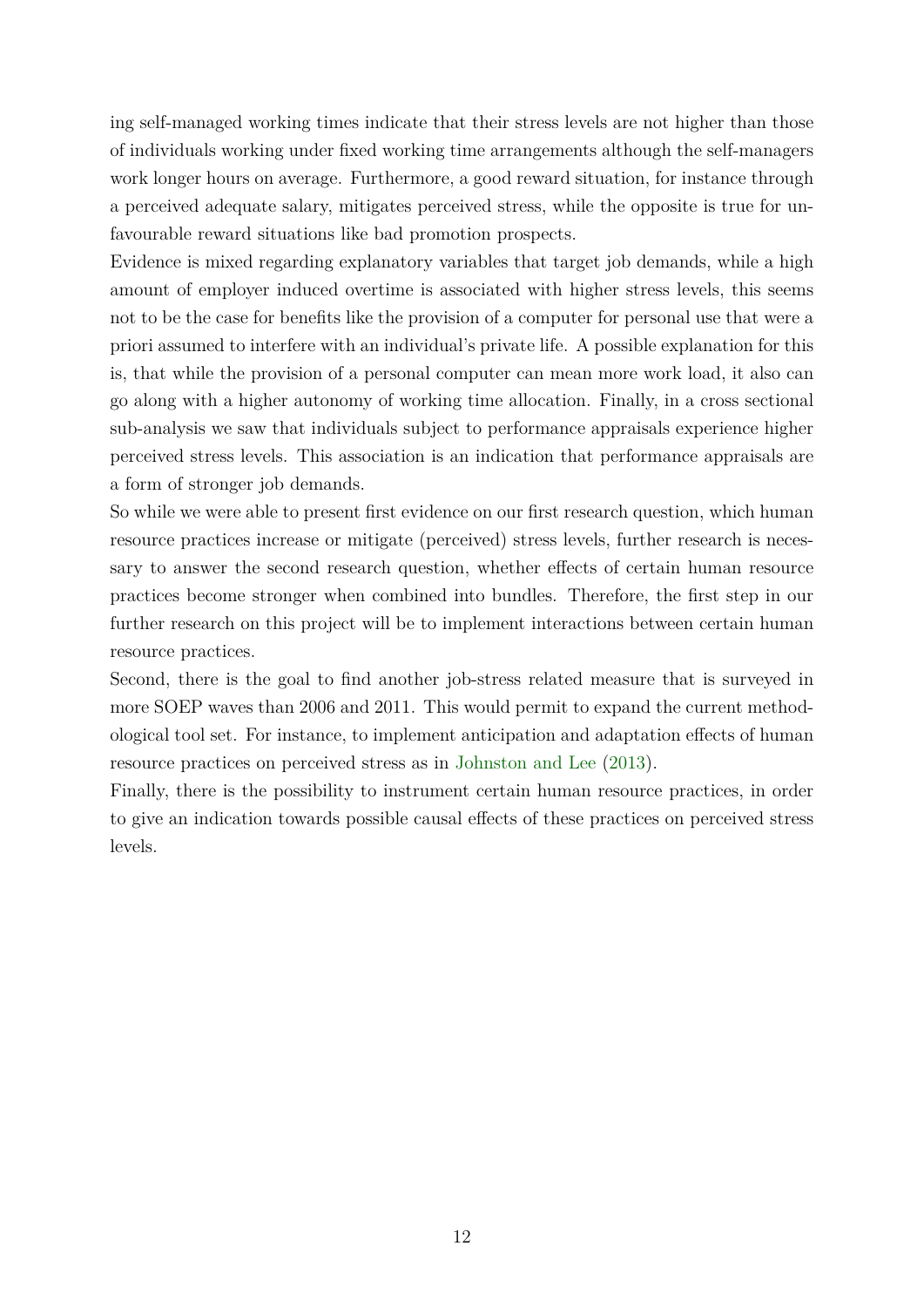ing self-managed working times indicate that their stress levels are not higher than those of individuals working under fixed working time arrangements although the self-managers work longer hours on average. Furthermore, a good reward situation, for instance through a perceived adequate salary, mitigates perceived stress, while the opposite is true for unfavourable reward situations like bad promotion prospects.

Evidence is mixed regarding explanatory variables that target job demands, while a high amount of employer induced overtime is associated with higher stress levels, this seems not to be the case for benefits like the provision of a computer for personal use that were a priori assumed to interfere with an individual's private life. A possible explanation for this is, that while the provision of a personal computer can mean more work load, it also can go along with a higher autonomy of working time allocation. Finally, in a cross sectional sub-analysis we saw that individuals subject to performance appraisals experience higher perceived stress levels. This association is an indication that performance appraisals are a form of stronger job demands.

So while we were able to present first evidence on our first research question, which human resource practices increase or mitigate (perceived) stress levels, further research is necessary to answer the second research question, whether effects of certain human resource practices become stronger when combined into bundles. Therefore, the first step in our further research on this project will be to implement interactions between certain human resource practices.

Second, there is the goal to find another job-stress related measure that is surveyed in more SOEP waves than 2006 and 2011. This would permit to expand the current methodological tool set. For instance, to implement anticipation and adaptation effects of human resource practices on perceived stress as in Johnston and Lee (2013).

Finally, there is the possibility to instrument certain human resource practices, in order to give an indication towards possible causal effects of these practices on perceived stress levels.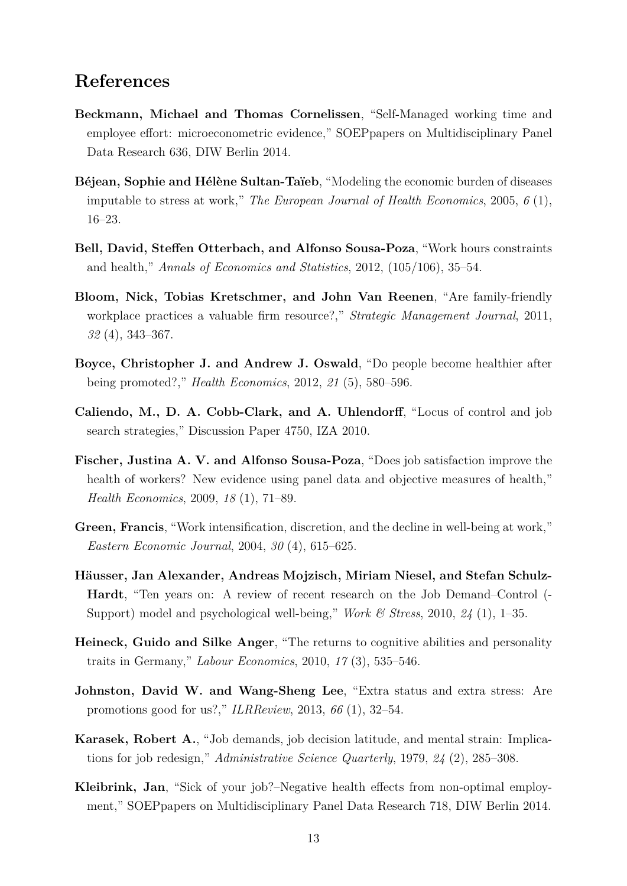## References

**Beckmann, Michael and Thomas Cornelissen**, "Self-Managed working time and employee effort: microeconometric evidence," SOEPpapers on Multidisciplinary Panel Data Research 636, DIW Berlin 2014.

**Béjean, Sophie and Hélène Sultan-Taïeb**, "Modeling the economic burden of diseases imputable to stress at work," *The European Journal of Health Economics*, 2005, *6* (1), 16–23.

**Bell, David, Steffen Otterbach, and Alfonso Sousa-Poza**, "Work hours constraints and health," *Annals of Economics and Statistics*, 2012, (105/106), 35–54.

**Bloom, Nick, Tobias Kretschmer, and John Van Reenen**, "Are family-friendly workplace practices a valuable firm resource?," *Strategic Management Journal*, 2011, *32* (4), 343–367.

**Boyce, Christopher J. and Andrew J. Oswald**, "Do people become healthier after being promoted?," *Health Economics*, 2012, *21* (5), 580–596.

**Caliendo, M., D. A. Cobb-Clark, and A. Uhlendorff**, "Locus of control and job search strategies," Discussion Paper 4750, IZA 2010.

**Fischer, Justina A. V. and Alfonso Sousa-Poza**, "Does job satisfaction improve the health of workers? New evidence using panel data and objective measures of health," *Health Economics*, 2009, *18* (1), 71–89.

**Green, Francis**, "Work intensification, discretion, and the decline in well-being at work," *Eastern Economic Journal*, 2004, *30* (4), 615–625.

**Häusser, Jan Alexander, Andreas Mojzisch, Miriam Niesel, and Stefan Schulz-Hardt**, "Ten years on: A review of recent research on the Job Demand–Control (-Support) model and psychological well-being," *Work & Stress*, 2010, *24* (1), 1–35.

**Heineck, Guido and Silke Anger**, "The returns to cognitive abilities and personality traits in Germany," *Labour Economics*, 2010, *17* (3), 535–546.

**Johnston, David W. and Wang-Sheng Lee**, "Extra status and extra stress: Are promotions good for us?," *ILRReview*, 2013, *66* (1), 32–54.

**Karasek, Robert A.**, "Job demands, job decision latitude, and mental strain: Implications for job redesign," *Administrative Science Quarterly*, 1979, *24* (2), 285–308.

**Kleibrink, Jan**, "Sick of your job?–Negative health effects from non-optimal employment," SOEPpapers on Multidisciplinary Panel Data Research 718, DIW Berlin 2014.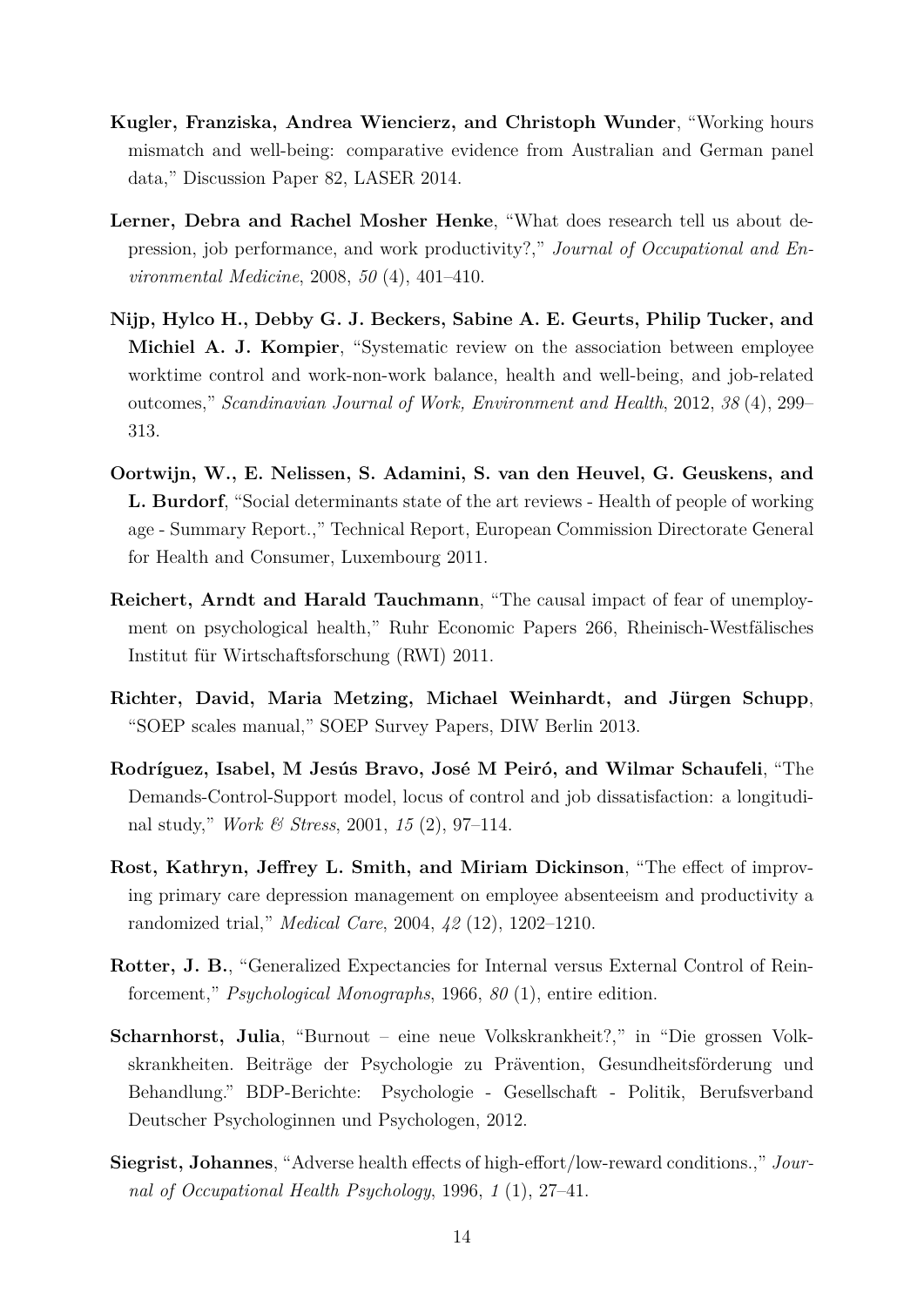**Kugler, Franziska, Andrea Wiencierz, and Christoph Wunder**, "Working hours mismatch and well-being: comparative evidence from Australian and German panel data," Discussion Paper 82, LASER 2014.

**Lerner, Debra and Rachel Mosher Henke**, "What does research tell us about depression, job performance, and work productivity?," *Journal of Occupational and Environmental Medicine*, 2008, *50* (4), 401–410.

**Nijp, Hylco H., Debby G. J. Beckers, Sabine A. E. Geurts, Philip Tucker, and Michiel A. J. Kompier**, "Systematic review on the association between employee worktime control and work-non-work balance, health and well-being, and job-related outcomes," *Scandinavian Journal of Work, Environment and Health*, 2012, *38* (4), 299–313.

**Oortwijn, W., E. Nelissen, S. Adamini, S. van den Heuvel, G. Geuskens, and L. Burdorf**, "Social determinants state of the art reviews - Health of people of working age - Summary Report.," Technical Report, European Commission Directorate General for Health and Consumer, Luxembourg 2011.

**Reichert, Arndt and Harald Tauchmann**, "The causal impact of fear of unemployment on psychological health," Ruhr Economic Papers 266, Rheinisch-Westfälisches Institut für Wirtschaftsforschung (RWI) 2011.

**Richter, David, Maria Metzing, Michael Weinhardt, and Jürgen Schupp**, "SOEP scales manual," SOEP Survey Papers, DIW Berlin 2013.

**Rodríguez, Isabel, M Jesús Bravo, José M Peiró, and Wilmar Schaufeli**, "The Demands-Control-Support model, locus of control and job dissatisfaction: a longitudinal study," *Work & Stress*, 2001, *15* (2), 97–114.

**Rost, Kathryn, Jeffrey L. Smith, and Miriam Dickinson**, "The effect of improving primary care depression management on employee absenteeism and productivity a randomized trial," *Medical Care*, 2004, *42* (12), 1202–1210.

**Rotter, J. B.**, "Generalized Expectancies for Internal versus External Control of Reinforcement," *Psychological Monographs*, 1966, *80* (1), entire edition.

**Scharnhorst, Julia**, "Burnout – eine neue Volkskrankheit?," in "Die grossen Volkskrankheiten. Beiträge der Psychologie zu Prävention, Gesundheitsförderung und Behandlung." BDP-Berichte: Psychologie - Gesellschaft - Politik, Berufsverband Deutscher Psychologinnen und Psychologen, 2012.

**Siegrist, Johannes**, "Adverse health effects of high-effort/low-reward conditions.," *Journal of Occupational Health Psychology*, 1996, *1* (1), 27–41.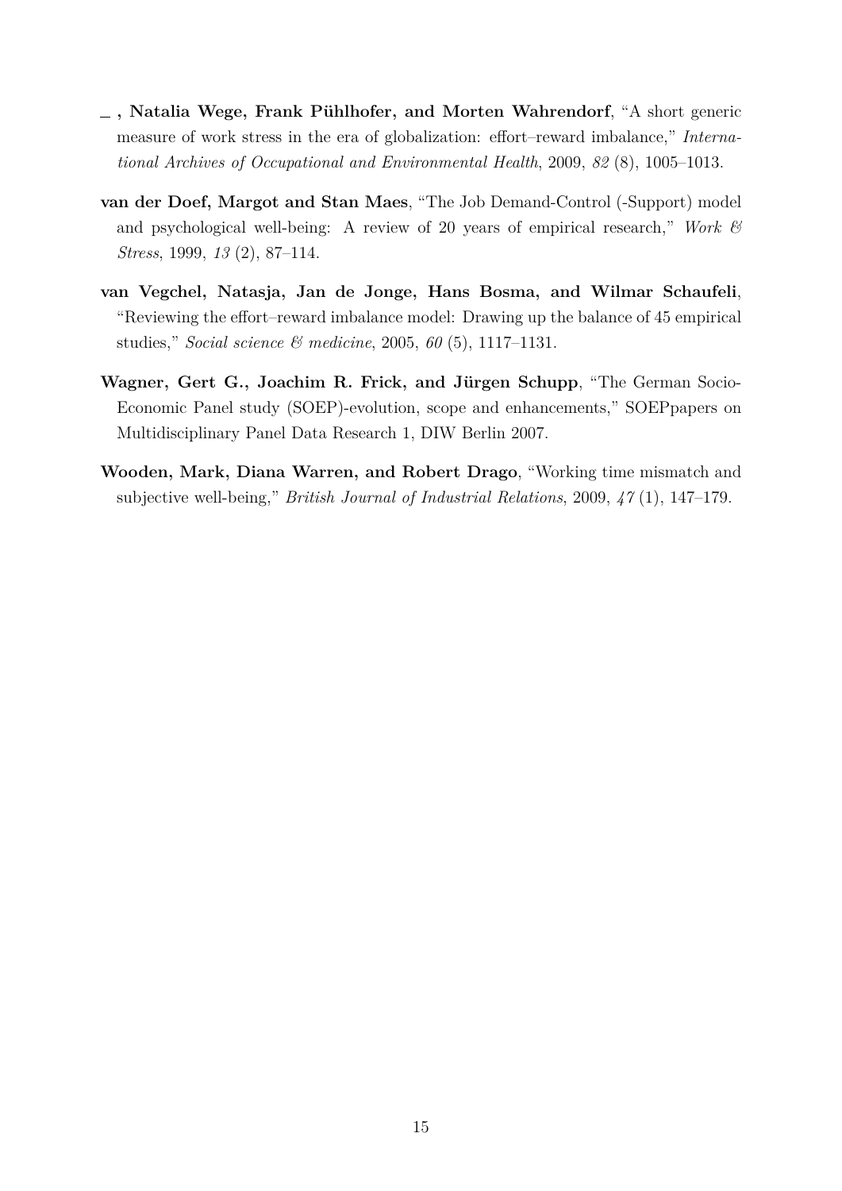**\_ , Natalia Wege, Frank Pühlhofer, and Morten Wahrendorf**, "A short generic measure of work stress in the era of globalization: effort–reward imbalance," *International Archives of Occupational and Environmental Health*, 2009, *82* (8), 1005–1013.

**van der Doef, Margot and Stan Maes**, "The Job Demand-Control (-Support) model and psychological well-being: A review of 20 years of empirical research," *Work & Stress*, 1999, *13* (2), 87–114.

**van Vegchel, Natasja, Jan de Jonge, Hans Bosma, and Wilmar Schaufeli**, "Reviewing the effort–reward imbalance model: Drawing up the balance of 45 empirical studies," *Social science & medicine*, 2005, *60* (5), 1117–1131.

**Wagner, Gert G., Joachim R. Frick, and Jürgen Schupp**, "The German Socio-Economic Panel study (SOEP)-evolution, scope and enhancements," SOEPpapers on Multidisciplinary Panel Data Research 1, DIW Berlin 2007.

**Wooden, Mark, Diana Warren, and Robert Drago**, "Working time mismatch and subjective well-being," *British Journal of Industrial Relations*, 2009, *47* (1), 147–179.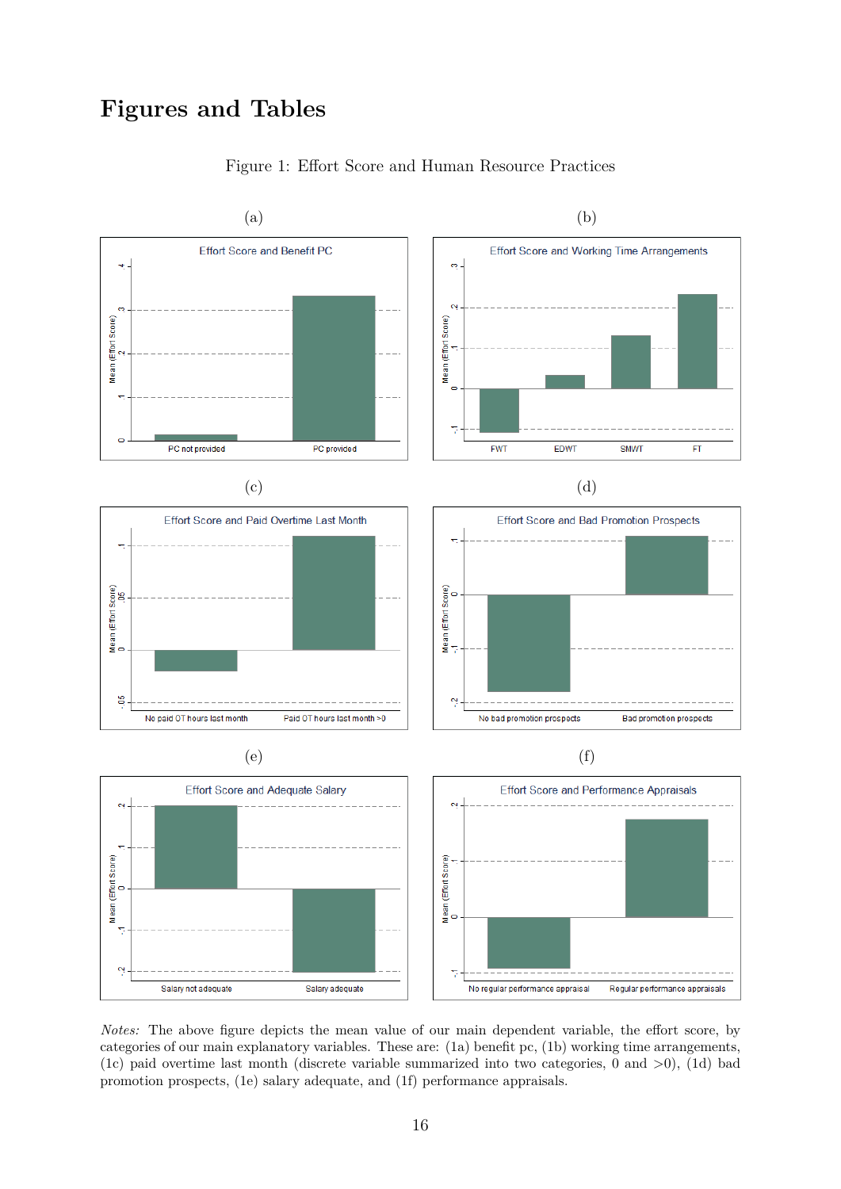# Figures and Tables

Figure 1: Effort Score and Human Resource Practices

*Notes:* The above figure depicts the mean value of our main dependent variable, the effort score, by categories of our main explanatory variables. These are: (1a) benefit pc, (1b) working time arrangements, (1c) paid overtime last month (discrete variable summarized into two categories, 0 and >0), (1d) bad promotion prospects, (1e) salary adequate, and (1f) performance appraisals.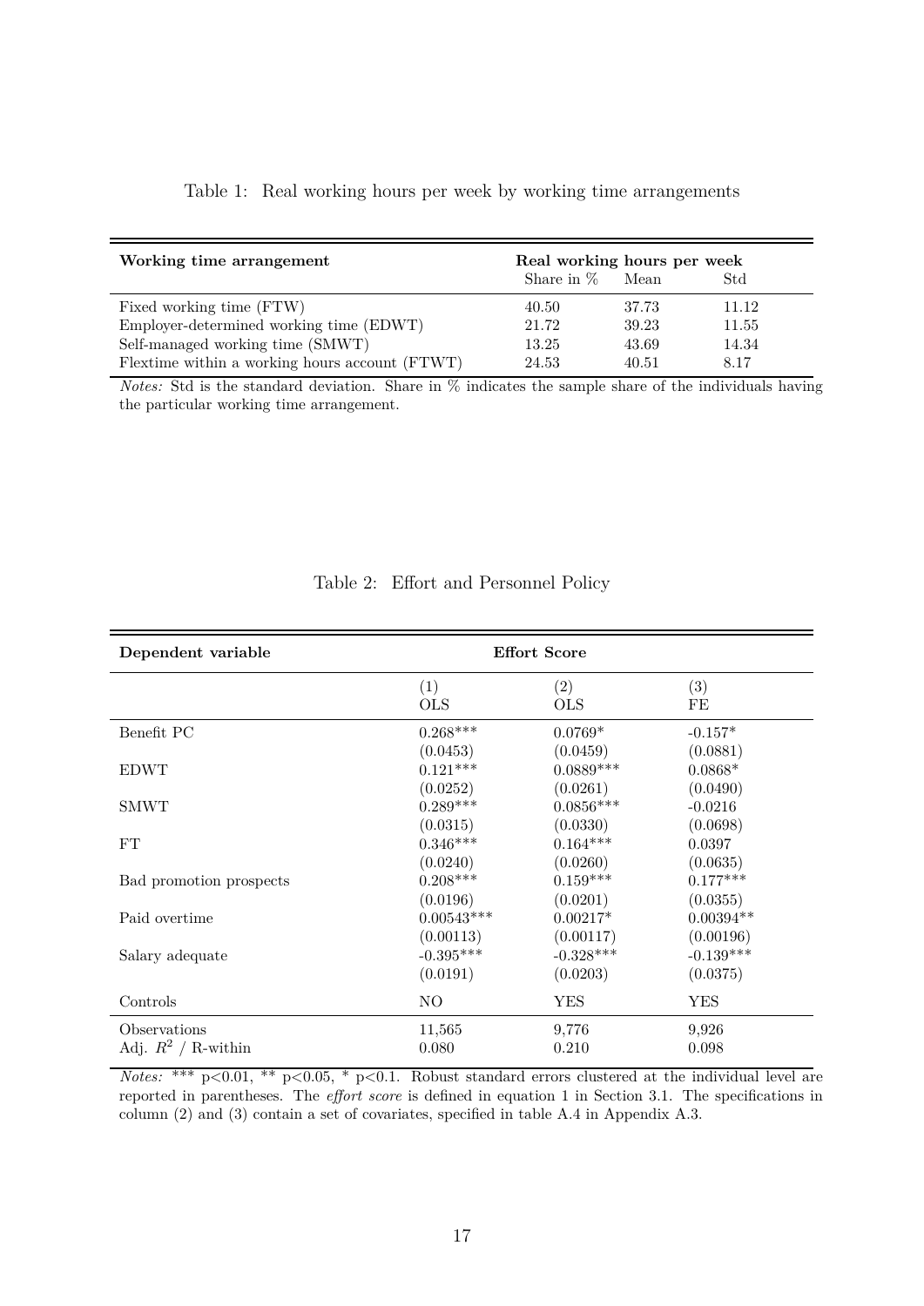Table 1: Real working hours per week by working time arrangements

| Working time arrangement | Real working hours per week | | |
|---|---|---|---|
| | Share in % | Mean | Std |
| Fixed working time (FTW) | 40.50 | 37.73 | 11.12 |
| Employer-determined working time (EDWT) | 21.72 | 39.23 | 11.55 |
| Self-managed working time (SMWT) | 13.25 | 43.69 | 14.34 |
| Flextime within a working hours account (FTWT) | 24.53 | 40.51 | 8.17 |

*Notes:* Std is the standard deviation. Share in % indicates the sample share of the individuals having the particular working time arrangement.

Table 2: Effort and Personnel Policy

| Dependent variable | Effort Score | | |
|---|---|---|---|
| | (1) OLS | (2) OLS | (3) FE |
| Benefit PC | 0.268*** | 0.0769* | -0.157* |
| | (0.0453) | (0.0459) | (0.0881) |
| EDWT | 0.121*** | 0.0889*** | 0.0868* |
| | (0.0252) | (0.0261) | (0.0490) |
| SMWT | 0.289*** | 0.0856*** | -0.0216 |
| | (0.0315) | (0.0330) | (0.0698) |
| FT | 0.346*** | 0.164*** | 0.0397 |
| | (0.0240) | (0.0260) | (0.0635) |
| Bad promotion prospects | 0.208*** | 0.159*** | 0.177*** |
| | (0.0196) | (0.0201) | (0.0355) |
| Paid overtime | 0.00543*** | 0.00217* | 0.00394** |
| | (0.00113) | (0.00117) | (0.00196) |
| Salary adequate | -0.395*** | -0.328*** | -0.139*** |
| | (0.0191) | (0.0203) | (0.0375) |
| Controls | NO | YES | YES |
| Observations | 11,565 | 9,776 | 9,926 |
| Adj. $R^2$ / R-within | 0.080 | 0.210 | 0.098 |

*Notes:* *** p<0.01, ** p<0.05, * p<0.1. Robust standard errors clustered at the individual level are reported in parentheses. The *effort score* is defined in equation 1 in Section 3.1. The specifications in column (2) and (3) contain a set of covariates, specified in table A.4 in Appendix A.3.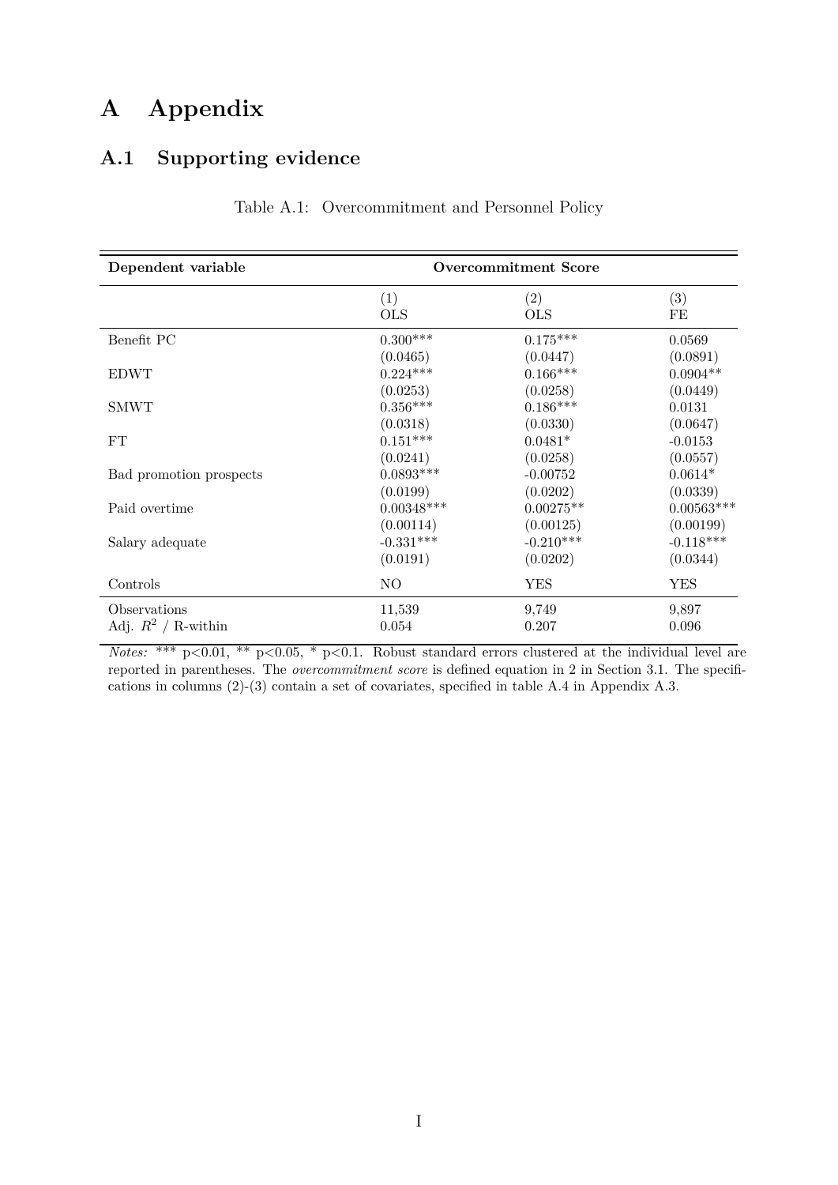# A Appendix

## A.1 Supporting evidence

Table A.1: Overcommitment and Personnel Policy

| **Dependent variable** | **Overcommitment Score** | | |
|---|---|---|---|
| | (1) OLS | (2) OLS | (3) FE |
| Benefit PC | 0.300*** | 0.175*** | 0.0569 |
| | (0.0465) | (0.0447) | (0.0891) |
| EDWT | 0.224*** | 0.166*** | 0.0904** |
| | (0.0253) | (0.0258) | (0.0449) |
| SMWT | 0.356*** | 0.186*** | 0.0131 |
| | (0.0318) | (0.0330) | (0.0647) |
| FT | 0.151*** | 0.0481* | -0.0153 |
| | (0.0241) | (0.0258) | (0.0557) |
| Bad promotion prospects | 0.0893*** | -0.00752 | 0.0614* |
| | (0.0199) | (0.0202) | (0.0339) |
| Paid overtime | 0.00348*** | 0.00275** | 0.00563*** |
| | (0.00114) | (0.00125) | (0.00199) |
| Salary adequate | -0.331*** | -0.210*** | -0.118*** |
| | (0.0191) | (0.0202) | (0.0344) |
| Controls | NO | YES | YES |
| Observations | 11,539 | 9,749 | 9,897 |
| Adj. $R^2$ / R-within | 0.054 | 0.207 | 0.096 |

*Notes:* *** p<0.01, ** p<0.05, * p<0.1. Robust standard errors clustered at the individual level are reported in parentheses. The *overcommitment score* is defined equation in 2 in Section 3.1. The specifications in columns (2)-(3) contain a set of covariates, specified in table A.4 in Appendix A.3.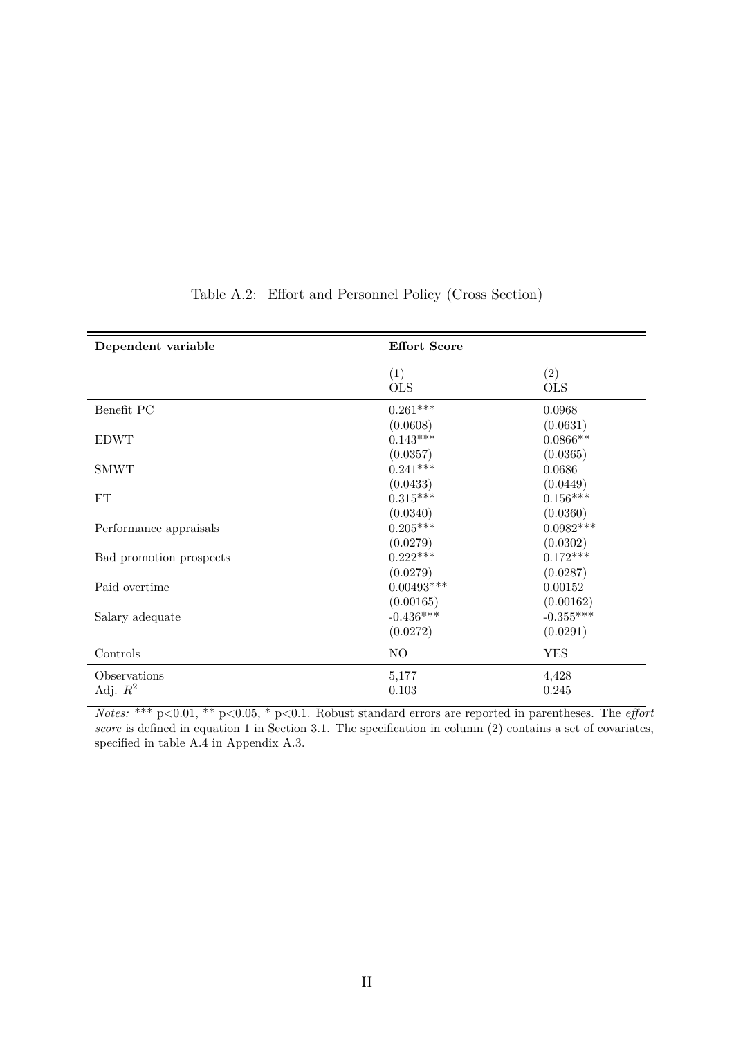Table A.2: Effort and Personnel Policy (Cross Section)

| **Dependent variable** | **Effort Score** | |
|---|---|---|
| | (1)<br>OLS | (2)<br>OLS |
| Benefit PC | 0.261*** | 0.0968 |
| | (0.0608) | (0.0631) |
| EDWT | 0.143*** | 0.0866** |
| | (0.0357) | (0.0365) |
| SMWT | 0.241*** | 0.0686 |
| | (0.0433) | (0.0449) |
| FT | 0.315*** | 0.156*** |
| | (0.0340) | (0.0360) |
| Performance appraisals | 0.205*** | 0.0982*** |
| | (0.0279) | (0.0302) |
| Bad promotion prospects | 0.222*** | 0.172*** |
| | (0.0279) | (0.0287) |
| Paid overtime | 0.00493*** | 0.00152 |
| | (0.00165) | (0.00162) |
| Salary adequate | -0.436*** | -0.355*** |
| | (0.0272) | (0.0291) |
| Controls | NO | YES |
| Observations | 5,177 | 4,428 |
| Adj. $R^2$ | 0.103 | 0.245 |

*Notes:* *** p<0.01, ** p<0.05, * p<0.1. Robust standard errors are reported in parentheses. The *effort score* is defined in equation 1 in Section 3.1. The specification in column (2) contains a set of covariates, specified in table A.4 in Appendix A.3.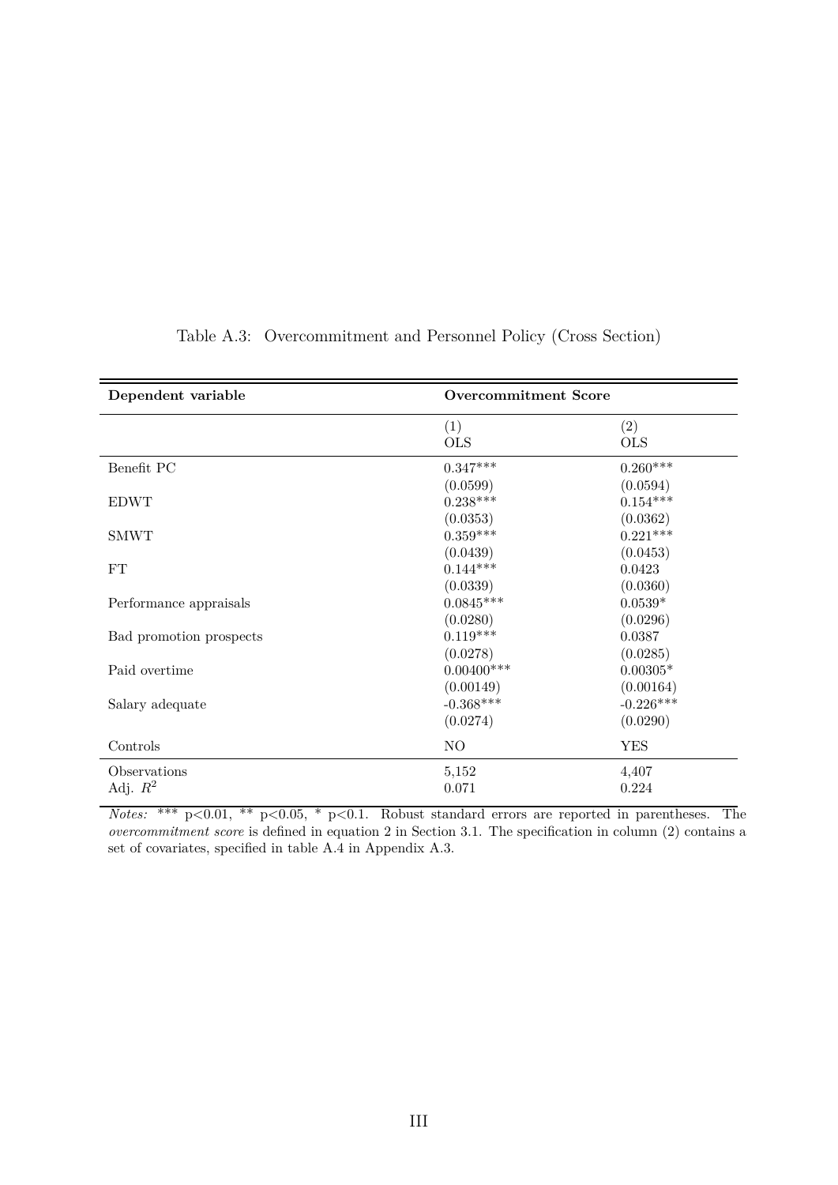Table A.3: Overcommitment and Personnel Policy (Cross Section)

| **Dependent variable** | **Overcommitment Score** | |
|---|---|---|
| | (1) OLS | (2) OLS |
| Benefit PC | 0.347*** | 0.260*** |
| | (0.0599) | (0.0594) |
| EDWT | 0.238*** | 0.154*** |
| | (0.0353) | (0.0362) |
| SMWT | 0.359*** | 0.221*** |
| | (0.0439) | (0.0453) |
| FT | 0.144*** | 0.0423 |
| | (0.0339) | (0.0360) |
| Performance appraisals | 0.0845*** | 0.0539* |
| | (0.0280) | (0.0296) |
| Bad promotion prospects | 0.119*** | 0.0387 |
| | (0.0278) | (0.0285) |
| Paid overtime | 0.00400*** | 0.00305* |
| | (0.00149) | (0.00164) |
| Salary adequate | -0.368*** | -0.226*** |
| | (0.0274) | (0.0290) |
| Controls | NO | YES |
| Observations | 5,152 | 4,407 |
| Adj. $R^2$ | 0.071 | 0.224 |

*Notes:* *** p<0.01, ** p<0.05, * p<0.1. Robust standard errors are reported in parentheses. The *overcommitment score* is defined in equation 2 in Section 3.1. The specification in column (2) contains a set of covariates, specified in table A.4 in Appendix A.3.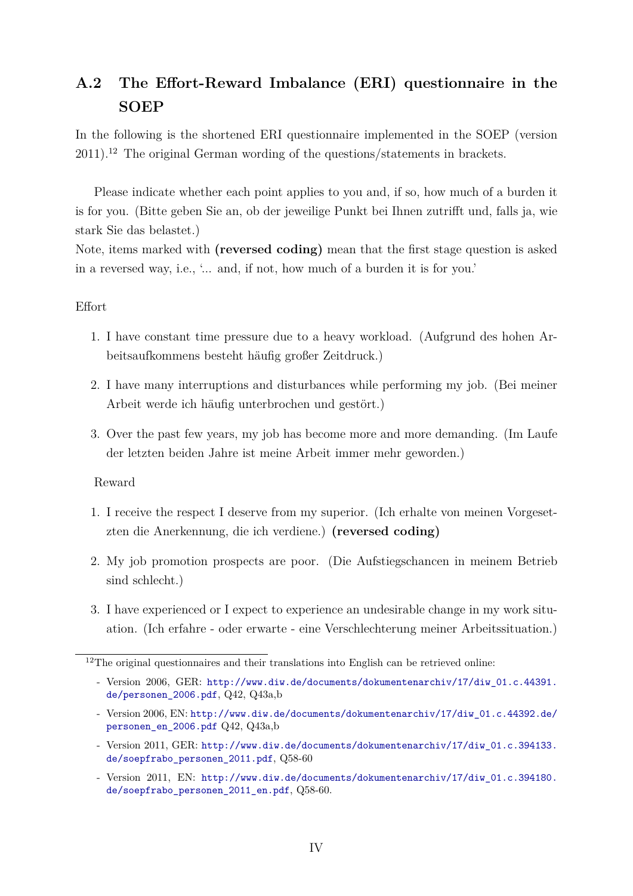## A.2 The Effort-Reward Imbalance (ERI) questionnaire in the SOEP

In the following is the shortened ERI questionnaire implemented in the SOEP (version 2011).[12] The original German wording of the questions/statements in brackets.

Please indicate whether each point applies to you and, if so, how much of a burden it is for you. (Bitte geben Sie an, ob der jeweilige Punkt bei Ihnen zutrifft und, falls ja, wie stark Sie das belastet.)
Note, items marked with **(reversed coding)** mean that the first stage question is asked in a reversed way, i.e., '... and, if not, how much of a burden it is for you.'

Effort

1. I have constant time pressure due to a heavy workload. (Aufgrund des hohen Arbeitsaufkommens besteht häufig großer Zeitdruck.)
2. I have many interruptions and disturbances while performing my job. (Bei meiner Arbeit werde ich häufig unterbrochen und gestört.)
3. Over the past few years, my job has become more and more demanding. (Im Laufe der letzten beiden Jahre ist meine Arbeit immer mehr geworden.)

Reward

1. I receive the respect I deserve from my superior. (Ich erhalte von meinen Vorgesetzten die Anerkennung, die ich verdiene.) **(reversed coding)**
2. My job promotion prospects are poor. (Die Aufstiegschancen in meinem Betrieb sind schlecht.)
3. I have experienced or I expect to experience an undesirable change in my work situation. (Ich erfahre - oder erwarte - eine Verschlechterung meiner Arbeitssituation.)

---

[12] The original questionnaires and their translations into English can be retrieved online:

- Version 2006, GER: http://www.diw.de/documents/dokumentenarchiv/17/diw_01.c.44391.de/personen_2006.pdf, Q42, Q43a,b
- Version 2006, EN: http://www.diw.de/documents/dokumentenarchiv/17/diw_01.c.44392.de/personen_en_2006.pdf Q42, Q43a,b
- Version 2011, GER: http://www.diw.de/documents/dokumentenarchiv/17/diw_01.c.394133.de/soepfrabo_personen_2011.pdf, Q58-60
- Version 2011, EN: http://www.diw.de/documents/dokumentenarchiv/17/diw_01.c.394180.de/soepfrabo_personen_2011_en.pdf, Q58-60.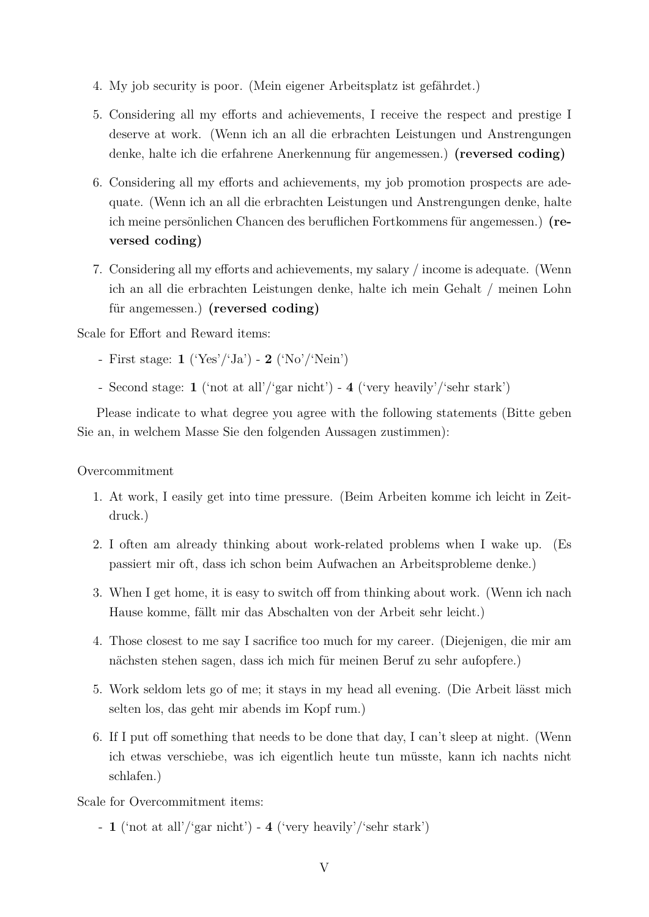4. My job security is poor. (Mein eigener Arbeitsplatz ist gefährdet.)
5. Considering all my efforts and achievements, I receive the respect and prestige I deserve at work. (Wenn ich an all die erbrachten Leistungen und Anstrengungen denke, halte ich die erfahrene Anerkennung für angemessen.) **(reversed coding)**
6. Considering all my efforts and achievements, my job promotion prospects are adequate. (Wenn ich an all die erbrachten Leistungen und Anstrengungen denke, halte ich meine persönlichen Chancen des beruflichen Fortkommens für angemessen.) **(reversed coding)**
7. Considering all my efforts and achievements, my salary / income is adequate. (Wenn ich an all die erbrachten Leistungen denke, halte ich mein Gehalt / meinen Lohn für angemessen.) **(reversed coding)**

Scale for Effort and Reward items:

- First stage: **1** ('Yes'/'Ja') - **2** ('No'/'Nein')
- Second stage: **1** ('not at all'/'gar nicht') - **4** ('very heavily'/'sehr stark')

Please indicate to what degree you agree with the following statements (Bitte geben Sie an, in welchem Masse Sie den folgenden Aussagen zustimmen):

Overcommitment

1. At work, I easily get into time pressure. (Beim Arbeiten komme ich leicht in Zeitdruck.)
2. I often am already thinking about work-related problems when I wake up. (Es passiert mir oft, dass ich schon beim Aufwachen an Arbeitsprobleme denke.)
3. When I get home, it is easy to switch off from thinking about work. (Wenn ich nach Hause komme, fällt mir das Abschalten von der Arbeit sehr leicht.)
4. Those closest to me say I sacrifice too much for my career. (Diejenigen, die mir am nächsten stehen sagen, dass ich mich für meinen Beruf zu sehr aufopfere.)
5. Work seldom lets go of me; it stays in my head all evening. (Die Arbeit lässt mich selten los, das geht mir abends im Kopf rum.)
6. If I put off something that needs to be done that day, I can't sleep at night. (Wenn ich etwas verschiebe, was ich eigentlich heute tun müsste, kann ich nachts nicht schlafen.)

Scale for Overcommitment items:

- **1** ('not at all'/'gar nicht') - **4** ('very heavily'/'sehr stark')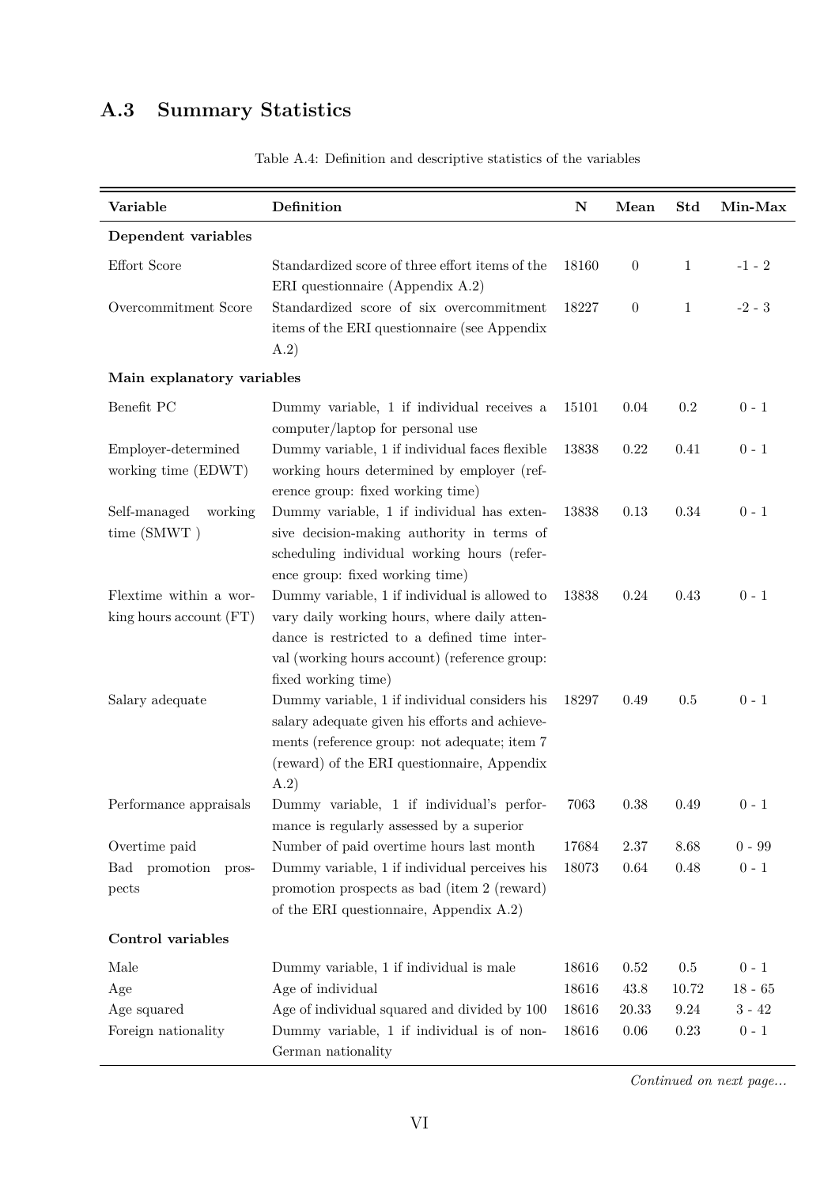## A.3 Summary Statistics

Table A.4: Definition and descriptive statistics of the variables

| Variable | Definition | N | Mean | Std | Min-Max |
|---|---|---|---|---|---|
| **Dependent variables** | | | | | |
| Effort Score | Standardized score of three effort items of the ERI questionnaire (Appendix A.2) | 18160 | 0 | 1 | -1 - 2 |
| Overcommitment Score | Standardized score of six overcommitment items of the ERI questionnaire (see Appendix A.2) | 18227 | 0 | 1 | -2 - 3 |
| **Main explanatory variables** | | | | | |
| Benefit PC | Dummy variable, 1 if individual receives a computer/laptop for personal use | 15101 | 0.04 | 0.2 | 0 - 1 |
| Employer-determined working time (EDWT) | Dummy variable, 1 if individual faces flexible working hours determined by employer (reference group: fixed working time) | 13838 | 0.22 | 0.41 | 0 - 1 |
| Self-managed working time (SMWT ) | Dummy variable, 1 if individual has extensive decision-making authority in terms of scheduling individual working hours (reference group: fixed working time) | 13838 | 0.13 | 0.34 | 0 - 1 |
| Flextime within a working hours account (FT) | Dummy variable, 1 if individual is allowed to vary daily working hours, where daily attendance is restricted to a defined time interval (working hours account) (reference group: fixed working time) | 13838 | 0.24 | 0.43 | 0 - 1 |
| Salary adequate | Dummy variable, 1 if individual considers his salary adequate given his efforts and achievements (reference group: not adequate; item 7 (reward) of the ERI questionnaire, Appendix A.2) | 18297 | 0.49 | 0.5 | 0 - 1 |
| Performance appraisals | Dummy variable, 1 if individual's performance is regularly assessed by a superior | 7063 | 0.38 | 0.49 | 0 - 1 |
| Overtime paid | Number of paid overtime hours last month | 17684 | 2.37 | 8.68 | 0 - 99 |
| Bad promotion prospects | Dummy variable, 1 if individual perceives his promotion prospects as bad (item 2 (reward) of the ERI questionnaire, Appendix A.2) | 18073 | 0.64 | 0.48 | 0 - 1 |
| **Control variables** | | | | | |
| Male | Dummy variable, 1 if individual is male | 18616 | 0.52 | 0.5 | 0 - 1 |
| Age | Age of individual | 18616 | 43.8 | 10.72 | 18 - 65 |
| Age squared | Age of individual squared and divided by 100 | 18616 | 20.33 | 9.24 | 3 - 42 |
| Foreign nationality | Dummy variable, 1 if individual is of non-German nationality | 18616 | 0.06 | 0.23 | 0 - 1 |

*Continued on next page...*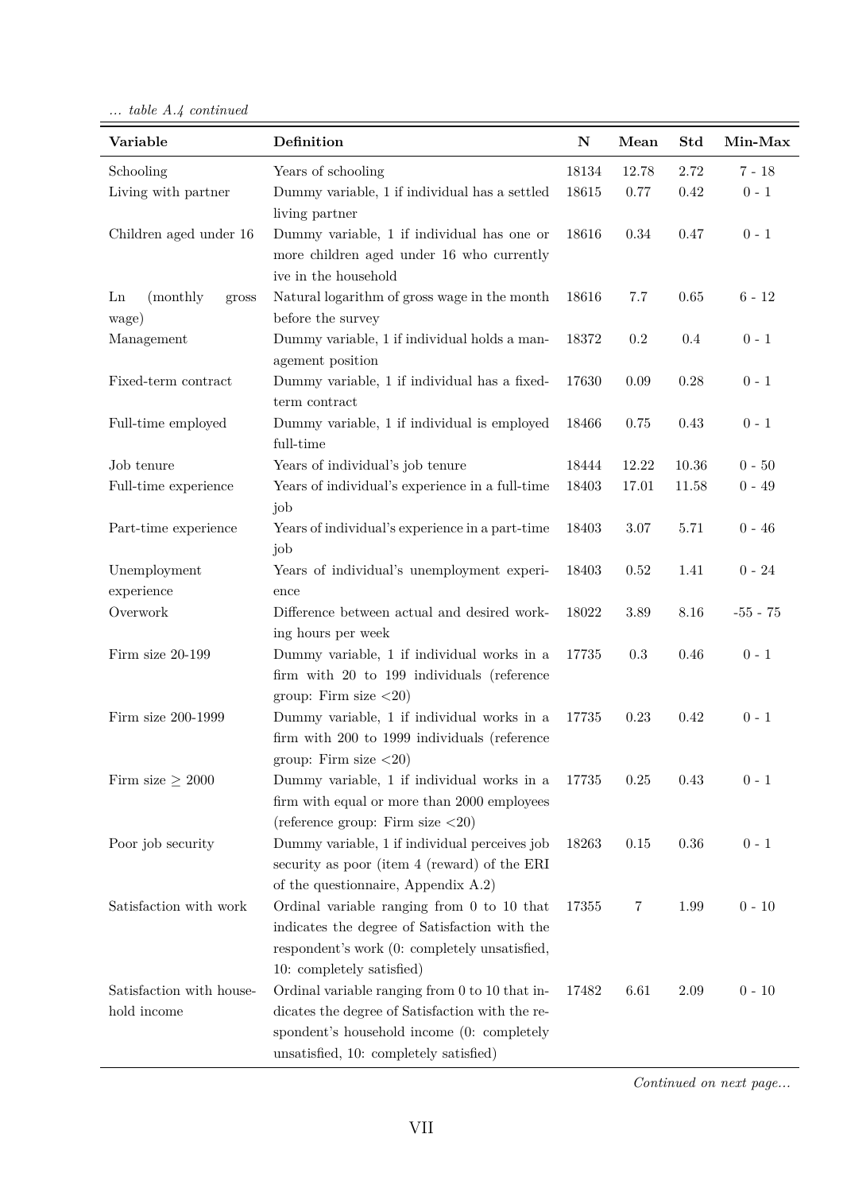*... table A.4 continued*

| Variable | Definition | N | Mean | Std | Min-Max |
|---|---|---|---|---|---|
| Schooling | Years of schooling | 18134 | 12.78 | 2.72 | 7 - 18 |
| Living with partner | Dummy variable, 1 if individual has a settled living partner | 18615 | 0.77 | 0.42 | 0 - 1 |
| Children aged under 16 | Dummy variable, 1 if individual has one or more children aged under 16 who currently ive in the household | 18616 | 0.34 | 0.47 | 0 - 1 |
| Ln (monthly gross wage) | Natural logarithm of gross wage in the month before the survey | 18616 | 7.7 | 0.65 | 6 - 12 |
| Management | Dummy variable, 1 if individual holds a management position | 18372 | 0.2 | 0.4 | 0 - 1 |
| Fixed-term contract | Dummy variable, 1 if individual has a fixed-term contract | 17630 | 0.09 | 0.28 | 0 - 1 |
| Full-time employed | Dummy variable, 1 if individual is employed full-time | 18466 | 0.75 | 0.43 | 0 - 1 |
| Job tenure | Years of individual's job tenure | 18444 | 12.22 | 10.36 | 0 - 50 |
| Full-time experience | Years of individual's experience in a full-time job | 18403 | 17.01 | 11.58 | 0 - 49 |
| Part-time experience | Years of individual's experience in a part-time job | 18403 | 3.07 | 5.71 | 0 - 46 |
| Unemployment experience | Years of individual's unemployment experience | 18403 | 0.52 | 1.41 | 0 - 24 |
| Overwork | Difference between actual and desired working hours per week | 18022 | 3.89 | 8.16 | -55 - 75 |
| Firm size 20-199 | Dummy variable, 1 if individual works in a firm with 20 to 199 individuals (reference group: Firm size <20) | 17735 | 0.3 | 0.46 | 0 - 1 |
| Firm size 200-1999 | Dummy variable, 1 if individual works in a firm with 200 to 1999 individuals (reference group: Firm size <20) | 17735 | 0.23 | 0.42 | 0 - 1 |
| Firm size $\geq$ 2000 | Dummy variable, 1 if individual works in a firm with equal or more than 2000 employees (reference group: Firm size <20) | 17735 | 0.25 | 0.43 | 0 - 1 |
| Poor job security | Dummy variable, 1 if individual perceives job security as poor (item 4 (reward) of the ERI of the questionnaire, Appendix A.2) | 18263 | 0.15 | 0.36 | 0 - 1 |
| Satisfaction with work | Ordinal variable ranging from 0 to 10 that indicates the degree of Satisfaction with the respondent's work (0: completely unsatisfied, 10: completely satisfied) | 17355 | 7 | 1.99 | 0 - 10 |
| Satisfaction with household income | Ordinal variable ranging from 0 to 10 that indicates the degree of Satisfaction with the respondent's household income (0: completely unsatisfied, 10: completely satisfied) | 17482 | 6.61 | 2.09 | 0 - 10 |

*Continued on next page...*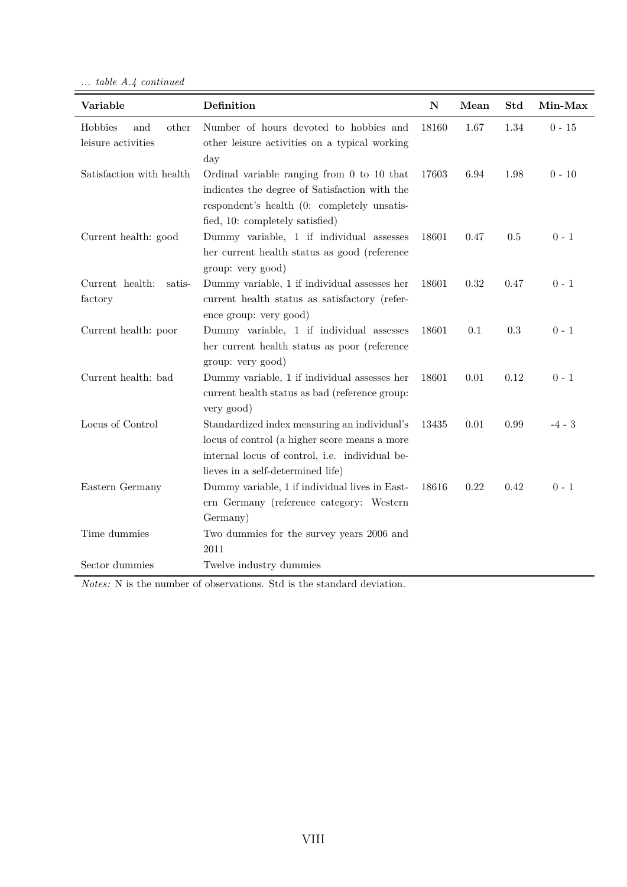*... table A.4 continued*

| **Variable** | **Definition** | **N** | **Mean** | **Std** | **Min-Max** |
|---|---|---|---|---|---|
| Hobbies and other leisure activities | Number of hours devoted to hobbies and other leisure activities on a typical working day | 18160 | 1.67 | 1.34 | 0 - 15 |
| Satisfaction with health | Ordinal variable ranging from 0 to 10 that indicates the degree of Satisfaction with the respondent's health (0: completely unsatisfied, 10: completely satisfied) | 17603 | 6.94 | 1.98 | 0 - 10 |
| Current health: good | Dummy variable, 1 if individual assesses her current health status as good (reference group: very good) | 18601 | 0.47 | 0.5 | 0 - 1 |
| Current health: satisfactory | Dummy variable, 1 if individual assesses her current health status as satisfactory (reference group: very good) | 18601 | 0.32 | 0.47 | 0 - 1 |
| Current health: poor | Dummy variable, 1 if individual assesses her current health status as poor (reference group: very good) | 18601 | 0.1 | 0.3 | 0 - 1 |
| Current health: bad | Dummy variable, 1 if individual assesses her current health status as bad (reference group: very good) | 18601 | 0.01 | 0.12 | 0 - 1 |
| Locus of Control | Standardized index measuring an individual's locus of control (a higher score means a more internal locus of control, i.e. individual believes in a self-determined life) | 13435 | 0.01 | 0.99 | -4 - 3 |
| Eastern Germany | Dummy variable, 1 if individual lives in Eastern Germany (reference category: Western Germany) | 18616 | 0.22 | 0.42 | 0 - 1 |
| Time dummies | Two dummies for the survey years 2006 and 2011 | | | | |
| Sector dummies | Twelve industry dummies | | | | |

*Notes:* N is the number of observations. Std is the standard deviation.